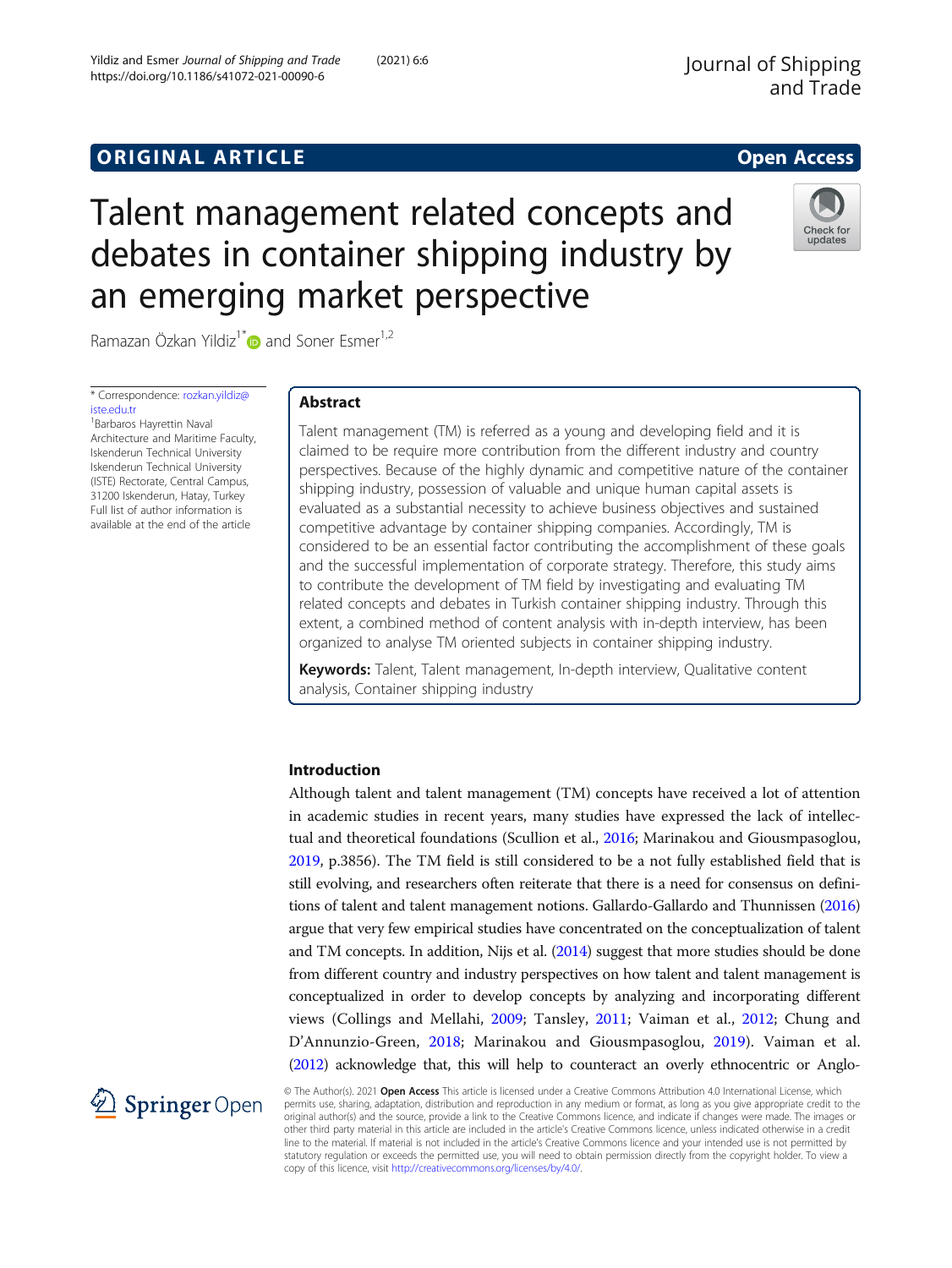ORIGINAL ARTICLE

Open Access

# Talent management related concepts and debates in container shipping industry by an emerging market perspective

Ramazan Özkan Yildiz[1*] and Soner Esmer[1,2]

\* Correspondence: rozkan.yildiz@iste.edu.tr
[1]Barbaros Hayrettin Naval Architecture and Maritime Faculty, Iskenderun Technical University Iskenderun Technical University (ISTE) Rectorate, Central Campus, 31200 Iskenderun, Hatay, Turkey
Full list of author information is available at the end of the article

## Abstract

Talent management (TM) is referred as a young and developing field and it is claimed to be require more contribution from the different industry and country perspectives. Because of the highly dynamic and competitive nature of the container shipping industry, possession of valuable and unique human capital assets is evaluated as a substantial necessity to achieve business objectives and sustained competitive advantage by container shipping companies. Accordingly, TM is considered to be an essential factor contributing the accomplishment of these goals and the successful implementation of corporate strategy. Therefore, this study aims to contribute the development of TM field by investigating and evaluating TM related concepts and debates in Turkish container shipping industry. Through this extent, a combined method of content analysis with in-depth interview, has been organized to analyse TM oriented subjects in container shipping industry.

**Keywords:** Talent, Talent management, In-depth interview, Qualitative content analysis, Container shipping industry

## Introduction

Although talent and talent management (TM) concepts have received a lot of attention in academic studies in recent years, many studies have expressed the lack of intellectual and theoretical foundations (Scullion et al., 2016; Marinakou and Giousmpasoglou, 2019, p.3856). The TM field is still considered to be a not fully established field that is still evolving, and researchers often reiterate that there is a need for consensus on definitions of talent and talent management notions. Gallardo-Gallardo and Thunnissen (2016) argue that very few empirical studies have concentrated on the conceptualization of talent and TM concepts. In addition, Nijs et al. (2014) suggest that more studies should be done from different country and industry perspectives on how talent and talent management is conceptualized in order to develop concepts by analyzing and incorporating different views (Collings and Mellahi, 2009; Tansley, 2011; Vaiman et al., 2012; Chung and D'Annunzio-Green, 2018; Marinakou and Giousmpasoglou, 2019). Vaiman et al. (2012) acknowledge that, this will help to counteract an overly ethnocentric or Anglo-

© The Author(s). 2021 **Open Access** This article is licensed under a Creative Commons Attribution 4.0 International License, which permits use, sharing, adaptation, distribution and reproduction in any medium or format, as long as you give appropriate credit to the original author(s) and the source, provide a link to the Creative Commons licence, and indicate if changes were made. The images or other third party material in this article are included in the article's Creative Commons licence, unless indicated otherwise in a credit line to the material. If material is not included in the article's Creative Commons licence and your intended use is not permitted by statutory regulation or exceeds the permitted use, you will need to obtain permission directly from the copyright holder. To view a copy of this licence, visit http://creativecommons.org/licenses/by/4.0/.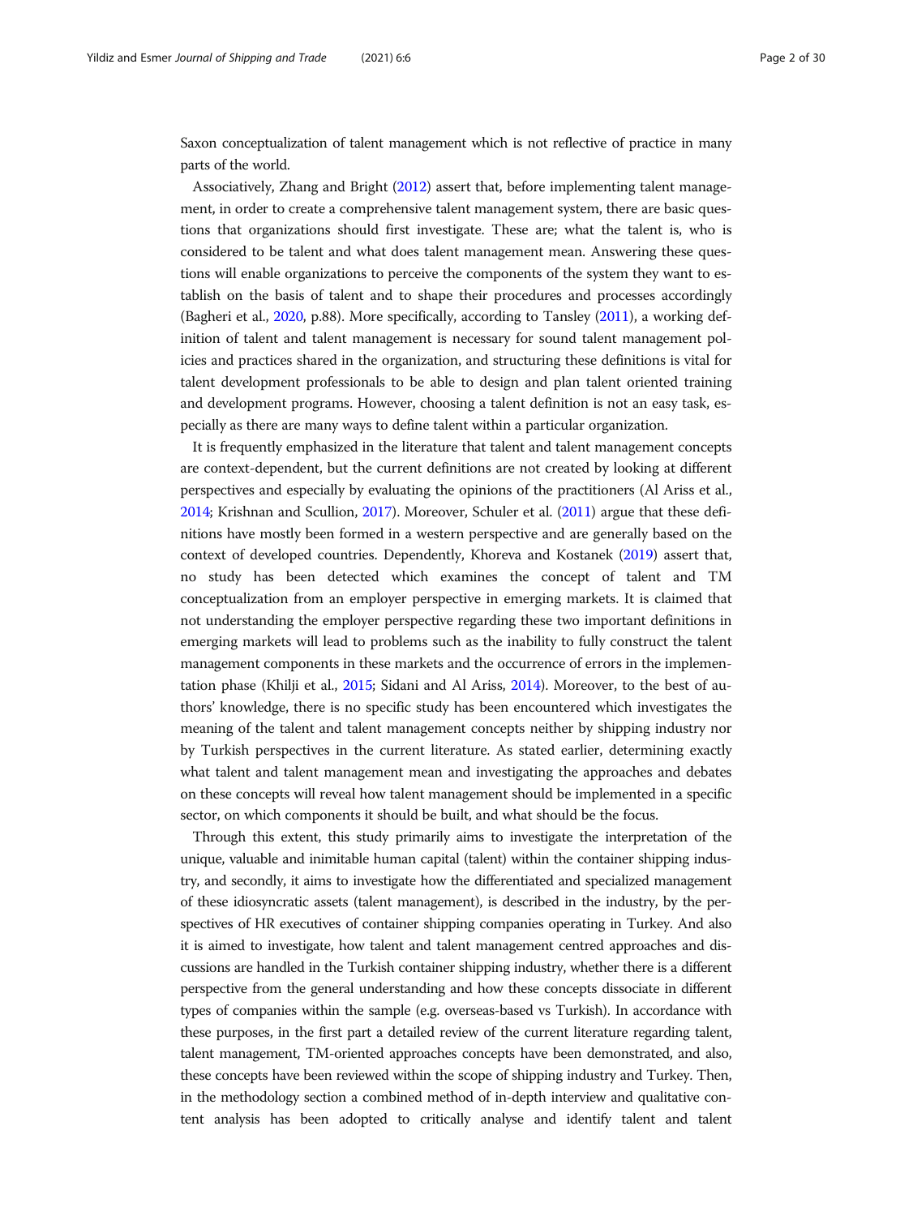Saxon conceptualization of talent management which is not reflective of practice in many parts of the world.

Associatively, Zhang and Bright (2012) assert that, before implementing talent management, in order to create a comprehensive talent management system, there are basic questions that organizations should first investigate. These are; what the talent is, who is considered to be talent and what does talent management mean. Answering these questions will enable organizations to perceive the components of the system they want to establish on the basis of talent and to shape their procedures and processes accordingly (Bagheri et al., 2020, p.88). More specifically, according to Tansley (2011), a working definition of talent and talent management is necessary for sound talent management policies and practices shared in the organization, and structuring these definitions is vital for talent development professionals to be able to design and plan talent oriented training and development programs. However, choosing a talent definition is not an easy task, especially as there are many ways to define talent within a particular organization.

It is frequently emphasized in the literature that talent and talent management concepts are context-dependent, but the current definitions are not created by looking at different perspectives and especially by evaluating the opinions of the practitioners (Al Ariss et al., 2014; Krishnan and Scullion, 2017). Moreover, Schuler et al. (2011) argue that these definitions have mostly been formed in a western perspective and are generally based on the context of developed countries. Dependently, Khoreva and Kostanek (2019) assert that, no study has been detected which examines the concept of talent and TM conceptualization from an employer perspective in emerging markets. It is claimed that not understanding the employer perspective regarding these two important definitions in emerging markets will lead to problems such as the inability to fully construct the talent management components in these markets and the occurrence of errors in the implementation phase (Khilji et al., 2015; Sidani and Al Ariss, 2014). Moreover, to the best of authors' knowledge, there is no specific study has been encountered which investigates the meaning of the talent and talent management concepts neither by shipping industry nor by Turkish perspectives in the current literature. As stated earlier, determining exactly what talent and talent management mean and investigating the approaches and debates on these concepts will reveal how talent management should be implemented in a specific sector, on which components it should be built, and what should be the focus.

Through this extent, this study primarily aims to investigate the interpretation of the unique, valuable and inimitable human capital (talent) within the container shipping industry, and secondly, it aims to investigate how the differentiated and specialized management of these idiosyncratic assets (talent management), is described in the industry, by the perspectives of HR executives of container shipping companies operating in Turkey. And also it is aimed to investigate, how talent and talent management centred approaches and discussions are handled in the Turkish container shipping industry, whether there is a different perspective from the general understanding and how these concepts dissociate in different types of companies within the sample (e.g. overseas-based vs Turkish). In accordance with these purposes, in the first part a detailed review of the current literature regarding talent, talent management, TM-oriented approaches concepts have been demonstrated, and also, these concepts have been reviewed within the scope of shipping industry and Turkey. Then, in the methodology section a combined method of in-depth interview and qualitative content analysis has been adopted to critically analyse and identify talent and talent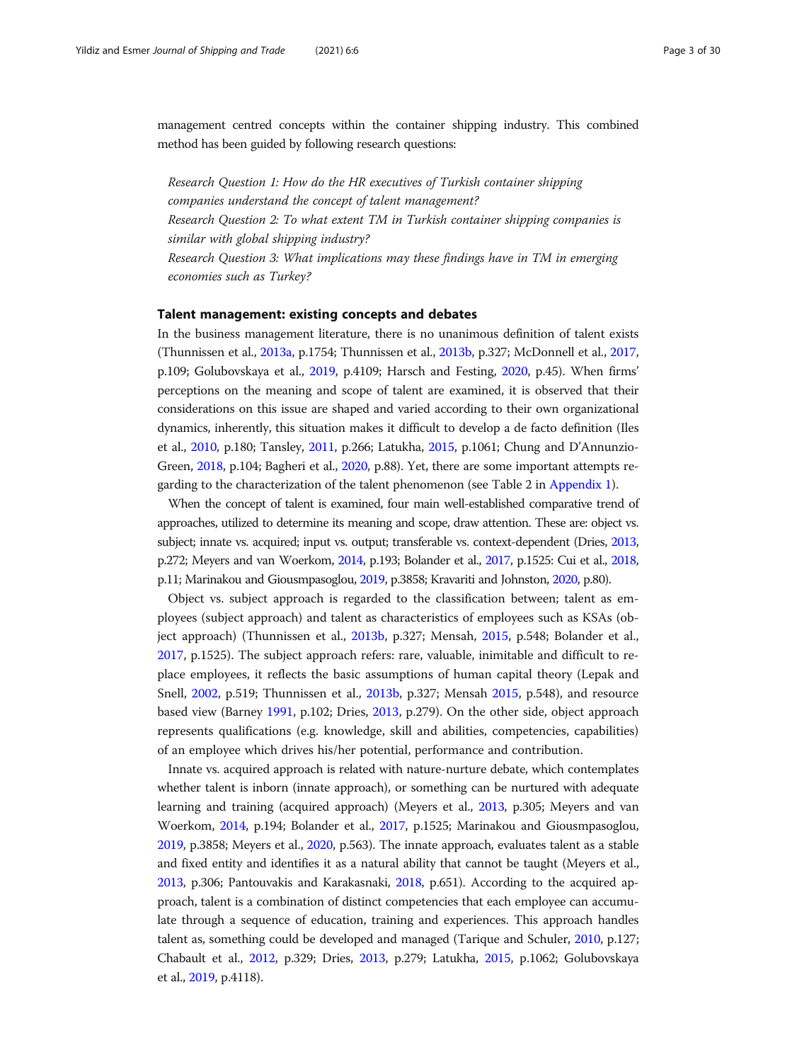management centred concepts within the container shipping industry. This combined method has been guided by following research questions:

*Research Question 1: How do the HR executives of Turkish container shipping companies understand the concept of talent management?*
*Research Question 2: To what extent TM in Turkish container shipping companies is similar with global shipping industry?*
*Research Question 3: What implications may these findings have in TM in emerging economies such as Turkey?*

## Talent management: existing concepts and debates

In the business management literature, there is no unanimous definition of talent exists (Thunnissen et al., 2013a, p.1754; Thunnissen et al., 2013b, p.327; McDonnell et al., 2017, p.109; Golubovskaya et al., 2019, p.4109; Harsch and Festing, 2020, p.45). When firms' perceptions on the meaning and scope of talent are examined, it is observed that their considerations on this issue are shaped and varied according to their own organizational dynamics, inherently, this situation makes it difficult to develop a de facto definition (Iles et al., 2010, p.180; Tansley, 2011, p.266; Latukha, 2015, p.1061; Chung and D'Annunzio-Green, 2018, p.104; Bagheri et al., 2020, p.88). Yet, there are some important attempts regarding to the characterization of the talent phenomenon (see Table 2 in Appendix 1).

When the concept of talent is examined, four main well-established comparative trend of approaches, utilized to determine its meaning and scope, draw attention. These are: object vs. subject; innate vs. acquired; input vs. output; transferable vs. context-dependent (Dries, 2013, p.272; Meyers and van Woerkom, 2014, p.193; Bolander et al., 2017, p.1525: Cui et al., 2018, p.11; Marinakou and Giousmpasoglou, 2019, p.3858; Kravariti and Johnston, 2020, p.80).

Object vs. subject approach is regarded to the classification between; talent as employees (subject approach) and talent as characteristics of employees such as KSAs (object approach) (Thunnissen et al., 2013b, p.327; Mensah, 2015, p.548; Bolander et al., 2017, p.1525). The subject approach refers: rare, valuable, inimitable and difficult to replace employees, it reflects the basic assumptions of human capital theory (Lepak and Snell, 2002, p.519; Thunnissen et al., 2013b, p.327; Mensah 2015, p.548), and resource based view (Barney 1991, p.102; Dries, 2013, p.279). On the other side, object approach represents qualifications (e.g. knowledge, skill and abilities, competencies, capabilities) of an employee which drives his/her potential, performance and contribution.

Innate vs. acquired approach is related with nature-nurture debate, which contemplates whether talent is inborn (innate approach), or something can be nurtured with adequate learning and training (acquired approach) (Meyers et al., 2013, p.305; Meyers and van Woerkom, 2014, p.194; Bolander et al., 2017, p.1525; Marinakou and Giousmpasoglou, 2019, p.3858; Meyers et al., 2020, p.563). The innate approach, evaluates talent as a stable and fixed entity and identifies it as a natural ability that cannot be taught (Meyers et al., 2013, p.306; Pantouvakis and Karakasnaki, 2018, p.651). According to the acquired approach, talent is a combination of distinct competencies that each employee can accumulate through a sequence of education, training and experiences. This approach handles talent as, something could be developed and managed (Tarique and Schuler, 2010, p.127; Chabault et al., 2012, p.329; Dries, 2013, p.279; Latukha, 2015, p.1062; Golubovskaya et al., 2019, p.4118).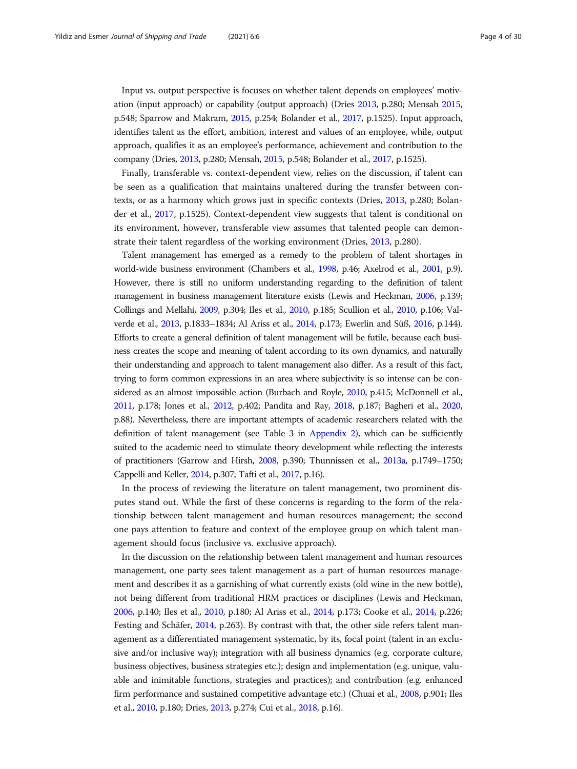Input vs. output perspective is focuses on whether talent depends on employees' motivation (input approach) or capability (output approach) (Dries 2013, p.280; Mensah 2015, p.548; Sparrow and Makram, 2015, p.254; Bolander et al., 2017, p.1525). Input approach, identifies talent as the effort, ambition, interest and values of an employee, while, output approach, qualifies it as an employee's performance, achievement and contribution to the company (Dries, 2013, p.280; Mensah, 2015, p.548; Bolander et al., 2017, p.1525).

Finally, transferable vs. context-dependent view, relies on the discussion, if talent can be seen as a qualification that maintains unaltered during the transfer between contexts, or as a harmony which grows just in specific contexts (Dries, 2013, p.280; Bolander et al., 2017, p.1525). Context-dependent view suggests that talent is conditional on its environment, however, transferable view assumes that talented people can demonstrate their talent regardless of the working environment (Dries, 2013, p.280).

Talent management has emerged as a remedy to the problem of talent shortages in world-wide business environment (Chambers et al., 1998, p.46; Axelrod et al., 2001, p.9). However, there is still no uniform understanding regarding to the definition of talent management in business management literature exists (Lewis and Heckman, 2006, p.139; Collings and Mellahi, 2009, p.304; Iles et al., 2010, p.185; Scullion et al., 2010, p.106; Valverde et al., 2013, p.1833–1834; Al Ariss et al., 2014, p.173; Ewerlin and Süß, 2016, p.144). Efforts to create a general definition of talent management will be futile, because each business creates the scope and meaning of talent according to its own dynamics, and naturally their understanding and approach to talent management also differ. As a result of this fact, trying to form common expressions in an area where subjectivity is so intense can be considered as an almost impossible action (Burbach and Royle, 2010, p.415; McDonnell et al., 2011, p.178; Jones et al., 2012, p.402; Pandita and Ray, 2018, p.187; Bagheri et al., 2020, p.88). Nevertheless, there are important attempts of academic researchers related with the definition of talent management (see Table 3 in Appendix 2), which can be sufficiently suited to the academic need to stimulate theory development while reflecting the interests of practitioners (Garrow and Hirsh, 2008, p.390; Thunnissen et al., 2013a, p.1749–1750; Cappelli and Keller, 2014, p.307; Tafti et al., 2017, p.16).

In the process of reviewing the literature on talent management, two prominent disputes stand out. While the first of these concerns is regarding to the form of the relationship between talent management and human resources management; the second one pays attention to feature and context of the employee group on which talent management should focus (inclusive vs. exclusive approach).

In the discussion on the relationship between talent management and human resources management, one party sees talent management as a part of human resources management and describes it as a garnishing of what currently exists (old wine in the new bottle), not being different from traditional HRM practices or disciplines (Lewis and Heckman, 2006, p.140; Iles et al., 2010, p.180; Al Ariss et al., 2014, p.173; Cooke et al., 2014, p.226; Festing and Schäfer, 2014, p.263). By contrast with that, the other side refers talent management as a differentiated management systematic, by its, focal point (talent in an exclusive and/or inclusive way); integration with all business dynamics (e.g. corporate culture, business objectives, business strategies etc.); design and implementation (e.g. unique, valuable and inimitable functions, strategies and practices); and contribution (e.g. enhanced firm performance and sustained competitive advantage etc.) (Chuai et al., 2008, p.901; Iles et al., 2010, p.180; Dries, 2013, p.274; Cui et al., 2018, p.16).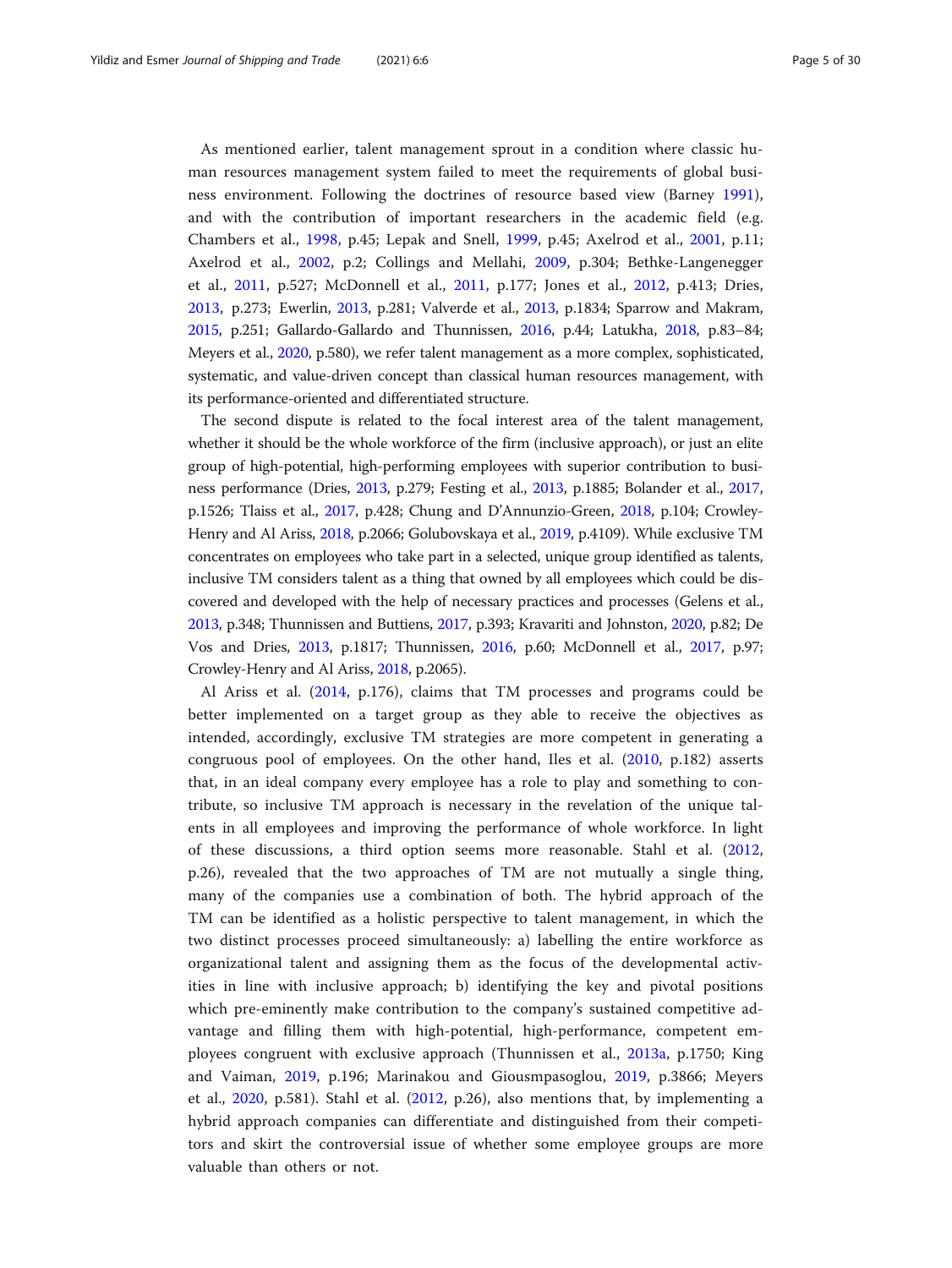As mentioned earlier, talent management sprout in a condition where classic human resources management system failed to meet the requirements of global business environment. Following the doctrines of resource based view (Barney 1991), and with the contribution of important researchers in the academic field (e.g. Chambers et al., 1998, p.45; Lepak and Snell, 1999, p.45; Axelrod et al., 2001, p.11; Axelrod et al., 2002, p.2; Collings and Mellahi, 2009, p.304; Bethke-Langenegger et al., 2011, p.527; McDonnell et al., 2011, p.177; Jones et al., 2012, p.413; Dries, 2013, p.273; Ewerlin, 2013, p.281; Valverde et al., 2013, p.1834; Sparrow and Makram, 2015, p.251; Gallardo-Gallardo and Thunnissen, 2016, p.44; Latukha, 2018, p.83–84; Meyers et al., 2020, p.580), we refer talent management as a more complex, sophisticated, systematic, and value-driven concept than classical human resources management, with its performance-oriented and differentiated structure.

The second dispute is related to the focal interest area of the talent management, whether it should be the whole workforce of the firm (inclusive approach), or just an elite group of high-potential, high-performing employees with superior contribution to business performance (Dries, 2013, p.279; Festing et al., 2013, p.1885; Bolander et al., 2017, p.1526; Tlaiss et al., 2017, p.428; Chung and D'Annunzio-Green, 2018, p.104; Crowley-Henry and Al Ariss, 2018, p.2066; Golubovskaya et al., 2019, p.4109). While exclusive TM concentrates on employees who take part in a selected, unique group identified as talents, inclusive TM considers talent as a thing that owned by all employees which could be discovered and developed with the help of necessary practices and processes (Gelens et al., 2013, p.348; Thunnissen and Buttiens, 2017, p.393; Kravariti and Johnston, 2020, p.82; De Vos and Dries, 2013, p.1817; Thunnissen, 2016, p.60; McDonnell et al., 2017, p.97; Crowley-Henry and Al Ariss, 2018, p.2065).

Al Ariss et al. (2014, p.176), claims that TM processes and programs could be better implemented on a target group as they able to receive the objectives as intended, accordingly, exclusive TM strategies are more competent in generating a congruous pool of employees. On the other hand, Iles et al. (2010, p.182) asserts that, in an ideal company every employee has a role to play and something to contribute, so inclusive TM approach is necessary in the revelation of the unique talents in all employees and improving the performance of whole workforce. In light of these discussions, a third option seems more reasonable. Stahl et al. (2012, p.26), revealed that the two approaches of TM are not mutually a single thing, many of the companies use a combination of both. The hybrid approach of the TM can be identified as a holistic perspective to talent management, in which the two distinct processes proceed simultaneously: a) labelling the entire workforce as organizational talent and assigning them as the focus of the developmental activities in line with inclusive approach; b) identifying the key and pivotal positions which pre-eminently make contribution to the company's sustained competitive advantage and filling them with high-potential, high-performance, competent employees congruent with exclusive approach (Thunnissen et al., 2013a, p.1750; King and Vaiman, 2019, p.196; Marinakou and Giousmpasoglou, 2019, p.3866; Meyers et al., 2020, p.581). Stahl et al. (2012, p.26), also mentions that, by implementing a hybrid approach companies can differentiate and distinguished from their competitors and skirt the controversial issue of whether some employee groups are more valuable than others or not.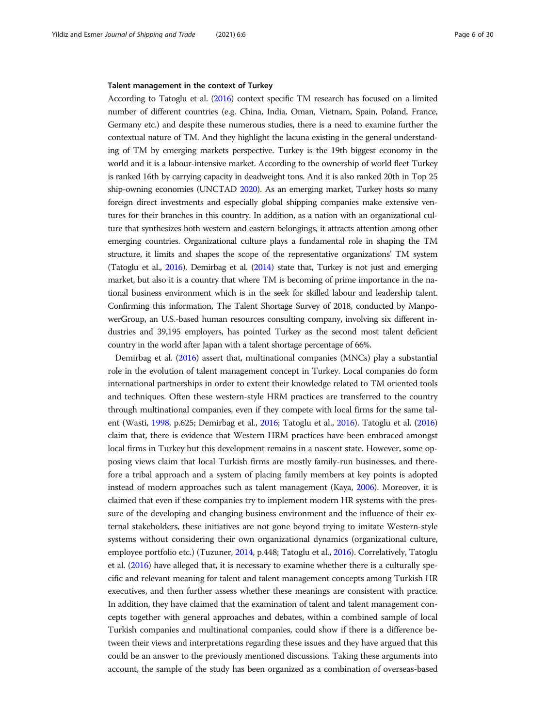### Talent management in the context of Turkey

According to Tatoglu et al. (2016) context specific TM research has focused on a limited number of different countries (e.g. China, India, Oman, Vietnam, Spain, Poland, France, Germany etc.) and despite these numerous studies, there is a need to examine further the contextual nature of TM. And they highlight the lacuna existing in the general understanding of TM by emerging markets perspective. Turkey is the 19th biggest economy in the world and it is a labour-intensive market. According to the ownership of world fleet Turkey is ranked 16th by carrying capacity in deadweight tons. And it is also ranked 20th in Top 25 ship-owning economies (UNCTAD 2020). As an emerging market, Turkey hosts so many foreign direct investments and especially global shipping companies make extensive ventures for their branches in this country. In addition, as a nation with an organizational culture that synthesizes both western and eastern belongings, it attracts attention among other emerging countries. Organizational culture plays a fundamental role in shaping the TM structure, it limits and shapes the scope of the representative organizations' TM system (Tatoglu et al., 2016). Demirbag et al. (2014) state that, Turkey is not just and emerging market, but also it is a country that where TM is becoming of prime importance in the national business environment which is in the seek for skilled labour and leadership talent. Confirming this information, The Talent Shortage Survey of 2018, conducted by ManpowerGroup, an U.S.-based human resources consulting company, involving six different industries and 39,195 employers, has pointed Turkey as the second most talent deficient country in the world after Japan with a talent shortage percentage of 66%.

Demirbag et al. (2016) assert that, multinational companies (MNCs) play a substantial role in the evolution of talent management concept in Turkey. Local companies do form international partnerships in order to extent their knowledge related to TM oriented tools and techniques. Often these western-style HRM practices are transferred to the country through multinational companies, even if they compete with local firms for the same talent (Wasti, 1998, p.625; Demirbag et al., 2016; Tatoglu et al., 2016). Tatoglu et al. (2016) claim that, there is evidence that Western HRM practices have been embraced amongst local firms in Turkey but this development remains in a nascent state. However, some opposing views claim that local Turkish firms are mostly family-run businesses, and therefore a tribal approach and a system of placing family members at key points is adopted instead of modern approaches such as talent management (Kaya, 2006). Moreover, it is claimed that even if these companies try to implement modern HR systems with the pressure of the developing and changing business environment and the influence of their external stakeholders, these initiatives are not gone beyond trying to imitate Western-style systems without considering their own organizational dynamics (organizational culture, employee portfolio etc.) (Tuzuner, 2014, p.448; Tatoglu et al., 2016). Correlatively, Tatoglu et al. (2016) have alleged that, it is necessary to examine whether there is a culturally specific and relevant meaning for talent and talent management concepts among Turkish HR executives, and then further assess whether these meanings are consistent with practice. In addition, they have claimed that the examination of talent and talent management concepts together with general approaches and debates, within a combined sample of local Turkish companies and multinational companies, could show if there is a difference between their views and interpretations regarding these issues and they have argued that this could be an answer to the previously mentioned discussions. Taking these arguments into account, the sample of the study has been organized as a combination of overseas-based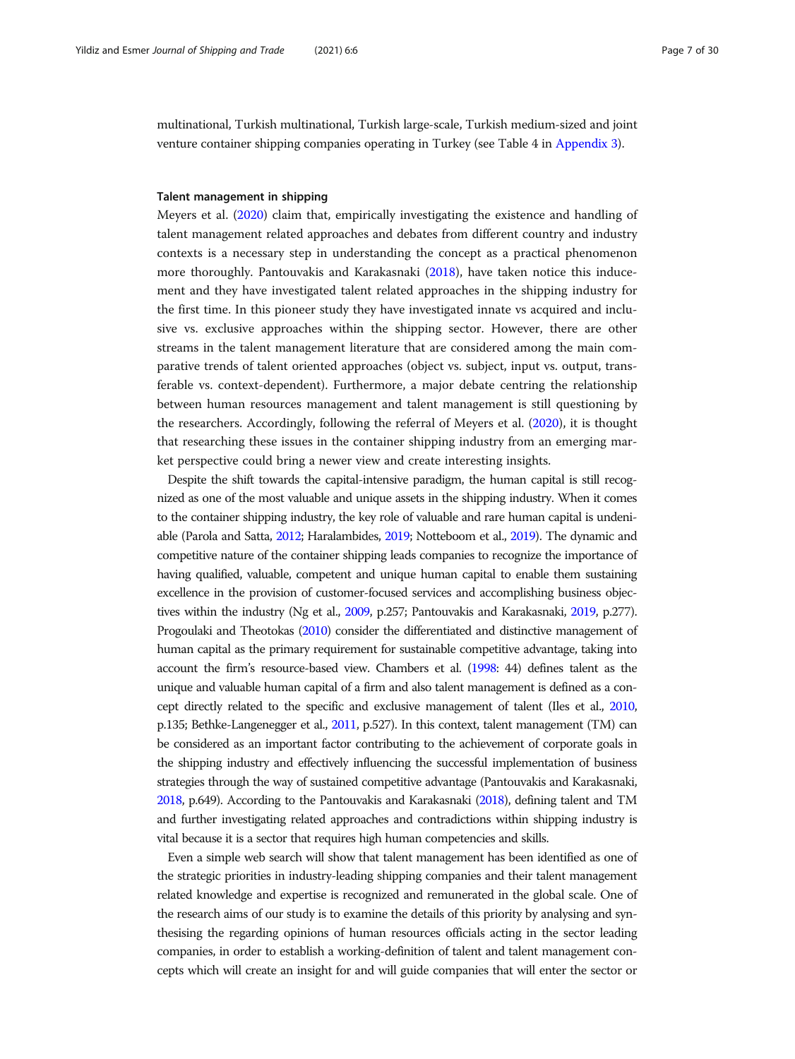multinational, Turkish multinational, Turkish large-scale, Turkish medium-sized and joint venture container shipping companies operating in Turkey (see Table 4 in Appendix 3).

#### Talent management in shipping

Meyers et al. (2020) claim that, empirically investigating the existence and handling of talent management related approaches and debates from different country and industry contexts is a necessary step in understanding the concept as a practical phenomenon more thoroughly. Pantouvakis and Karakasnaki (2018), have taken notice this inducement and they have investigated talent related approaches in the shipping industry for the first time. In this pioneer study they have investigated innate vs acquired and inclusive vs. exclusive approaches within the shipping sector. However, there are other streams in the talent management literature that are considered among the main comparative trends of talent oriented approaches (object vs. subject, input vs. output, transferable vs. context-dependent). Furthermore, a major debate centring the relationship between human resources management and talent management is still questioning by the researchers. Accordingly, following the referral of Meyers et al. (2020), it is thought that researching these issues in the container shipping industry from an emerging market perspective could bring a newer view and create interesting insights.

Despite the shift towards the capital-intensive paradigm, the human capital is still recognized as one of the most valuable and unique assets in the shipping industry. When it comes to the container shipping industry, the key role of valuable and rare human capital is undeniable (Parola and Satta, 2012; Haralambides, 2019; Notteboom et al., 2019). The dynamic and competitive nature of the container shipping leads companies to recognize the importance of having qualified, valuable, competent and unique human capital to enable them sustaining excellence in the provision of customer-focused services and accomplishing business objectives within the industry (Ng et al., 2009, p.257; Pantouvakis and Karakasnaki, 2019, p.277). Progoulaki and Theotokas (2010) consider the differentiated and distinctive management of human capital as the primary requirement for sustainable competitive advantage, taking into account the firm's resource-based view. Chambers et al. (1998: 44) defines talent as the unique and valuable human capital of a firm and also talent management is defined as a concept directly related to the specific and exclusive management of talent (Iles et al., 2010, p.135; Bethke-Langenegger et al., 2011, p.527). In this context, talent management (TM) can be considered as an important factor contributing to the achievement of corporate goals in the shipping industry and effectively influencing the successful implementation of business strategies through the way of sustained competitive advantage (Pantouvakis and Karakasnaki, 2018, p.649). According to the Pantouvakis and Karakasnaki (2018), defining talent and TM and further investigating related approaches and contradictions within shipping industry is vital because it is a sector that requires high human competencies and skills.

Even a simple web search will show that talent management has been identified as one of the strategic priorities in industry-leading shipping companies and their talent management related knowledge and expertise is recognized and remunerated in the global scale. One of the research aims of our study is to examine the details of this priority by analysing and synthesising the regarding opinions of human resources officials acting in the sector leading companies, in order to establish a working-definition of talent and talent management concepts which will create an insight for and will guide companies that will enter the sector or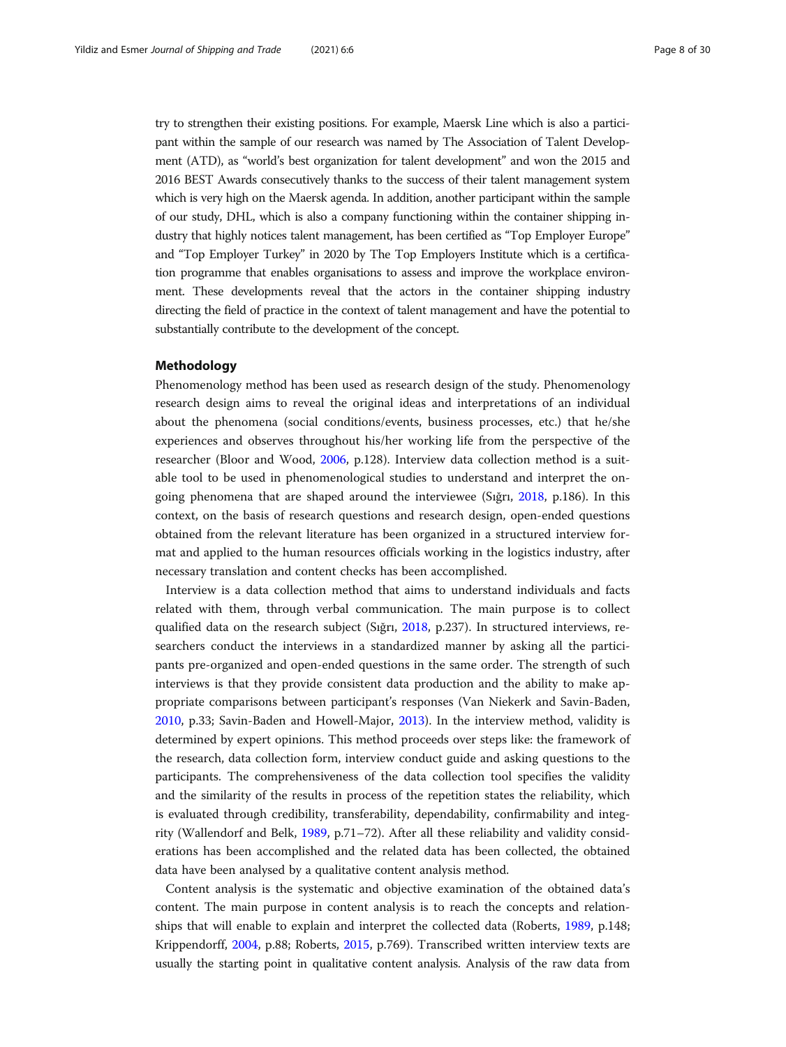try to strengthen their existing positions. For example, Maersk Line which is also a participant within the sample of our research was named by The Association of Talent Development (ATD), as "world's best organization for talent development" and won the 2015 and 2016 BEST Awards consecutively thanks to the success of their talent management system which is very high on the Maersk agenda. In addition, another participant within the sample of our study, DHL, which is also a company functioning within the container shipping industry that highly notices talent management, has been certified as "Top Employer Europe" and "Top Employer Turkey" in 2020 by The Top Employers Institute which is a certification programme that enables organisations to assess and improve the workplace environment. These developments reveal that the actors in the container shipping industry directing the field of practice in the context of talent management and have the potential to substantially contribute to the development of the concept.

## Methodology

Phenomenology method has been used as research design of the study. Phenomenology research design aims to reveal the original ideas and interpretations of an individual about the phenomena (social conditions/events, business processes, etc.) that he/she experiences and observes throughout his/her working life from the perspective of the researcher (Bloor and Wood, 2006, p.128). Interview data collection method is a suitable tool to be used in phenomenological studies to understand and interpret the ongoing phenomena that are shaped around the interviewee (Sığrı, 2018, p.186). In this context, on the basis of research questions and research design, open-ended questions obtained from the relevant literature has been organized in a structured interview format and applied to the human resources officials working in the logistics industry, after necessary translation and content checks has been accomplished.

Interview is a data collection method that aims to understand individuals and facts related with them, through verbal communication. The main purpose is to collect qualified data on the research subject (Sığrı, 2018, p.237). In structured interviews, researchers conduct the interviews in a standardized manner by asking all the participants pre-organized and open-ended questions in the same order. The strength of such interviews is that they provide consistent data production and the ability to make appropriate comparisons between participant's responses (Van Niekerk and Savin-Baden, 2010, p.33; Savin-Baden and Howell-Major, 2013). In the interview method, validity is determined by expert opinions. This method proceeds over steps like: the framework of the research, data collection form, interview conduct guide and asking questions to the participants. The comprehensiveness of the data collection tool specifies the validity and the similarity of the results in process of the repetition states the reliability, which is evaluated through credibility, transferability, dependability, confirmability and integrity (Wallendorf and Belk, 1989, p.71–72). After all these reliability and validity considerations has been accomplished and the related data has been collected, the obtained data have been analysed by a qualitative content analysis method.

Content analysis is the systematic and objective examination of the obtained data's content. The main purpose in content analysis is to reach the concepts and relationships that will enable to explain and interpret the collected data (Roberts, 1989, p.148; Krippendorff, 2004, p.88; Roberts, 2015, p.769). Transcribed written interview texts are usually the starting point in qualitative content analysis. Analysis of the raw data from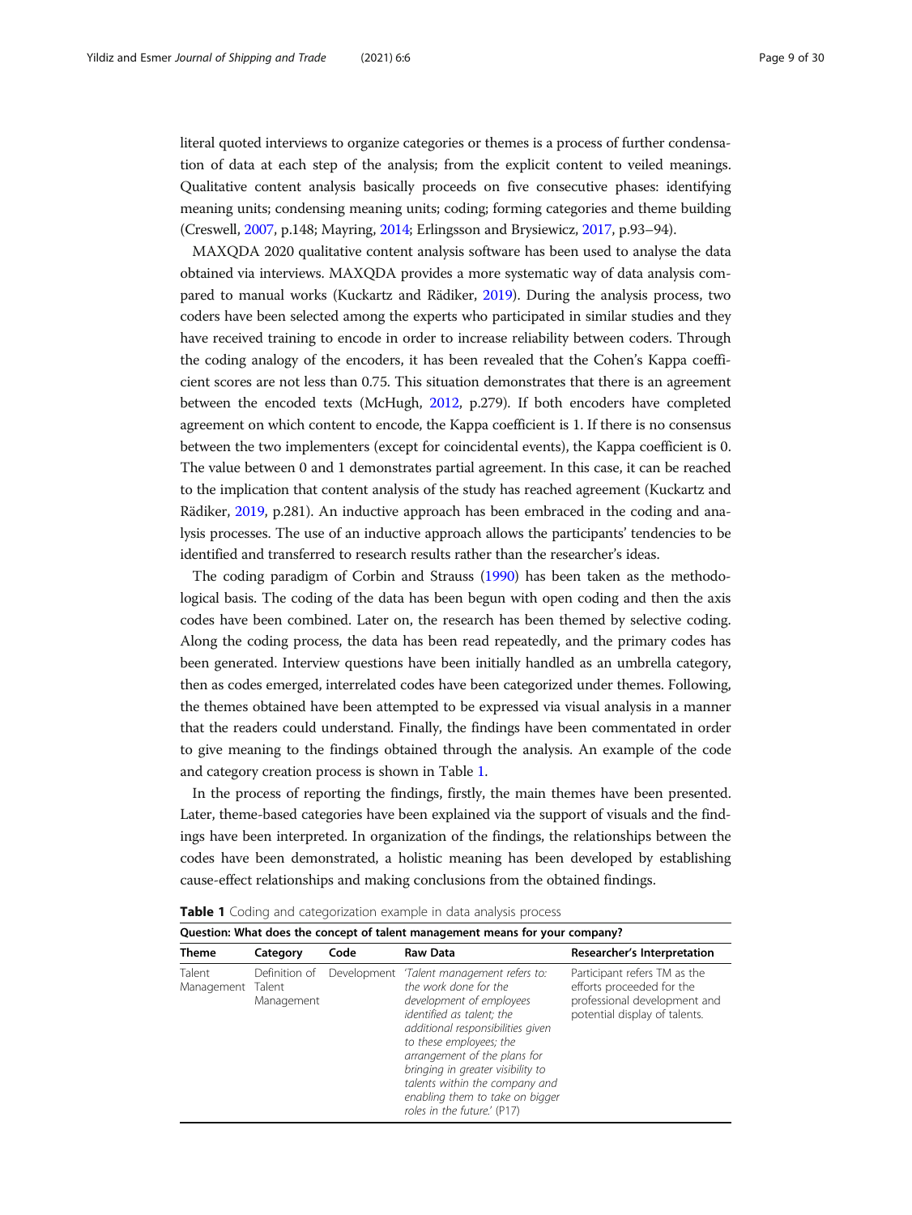literal quoted interviews to organize categories or themes is a process of further condensation of data at each step of the analysis; from the explicit content to veiled meanings. Qualitative content analysis basically proceeds on five consecutive phases: identifying meaning units; condensing meaning units; coding; forming categories and theme building (Creswell, 2007, p.148; Mayring, 2014; Erlingsson and Brysiewicz, 2017, p.93–94).

MAXQDA 2020 qualitative content analysis software has been used to analyse the data obtained via interviews. MAXQDA provides a more systematic way of data analysis compared to manual works (Kuckartz and Rädiker, 2019). During the analysis process, two coders have been selected among the experts who participated in similar studies and they have received training to encode in order to increase reliability between coders. Through the coding analogy of the encoders, it has been revealed that the Cohen's Kappa coefficient scores are not less than 0.75. This situation demonstrates that there is an agreement between the encoded texts (McHugh, 2012, p.279). If both encoders have completed agreement on which content to encode, the Kappa coefficient is 1. If there is no consensus between the two implementers (except for coincidental events), the Kappa coefficient is 0. The value between 0 and 1 demonstrates partial agreement. In this case, it can be reached to the implication that content analysis of the study has reached agreement (Kuckartz and Rädiker, 2019, p.281). An inductive approach has been embraced in the coding and analysis processes. The use of an inductive approach allows the participants' tendencies to be identified and transferred to research results rather than the researcher's ideas.

The coding paradigm of Corbin and Strauss (1990) has been taken as the methodological basis. The coding of the data has been begun with open coding and then the axis codes have been combined. Later on, the research has been themed by selective coding. Along the coding process, the data has been read repeatedly, and the primary codes has been generated. Interview questions have been initially handled as an umbrella category, then as codes emerged, interrelated codes have been categorized under themes. Following, the themes obtained have been attempted to be expressed via visual analysis in a manner that the readers could understand. Finally, the findings have been commentated in order to give meaning to the findings obtained through the analysis. An example of the code and category creation process is shown in Table 1.

In the process of reporting the findings, firstly, the main themes have been presented. Later, theme-based categories have been explained via the support of visuals and the findings have been interpreted. In organization of the findings, the relationships between the codes have been demonstrated, a holistic meaning has been developed by establishing cause-effect relationships and making conclusions from the obtained findings.

**Table 1** Coding and categorization example in data analysis process

| **Question: What does the concept of talent management means for your company?** | | | | |
|---|---|---|---|---|
| **Theme** | **Category** | **Code** | **Raw Data** | **Researcher's Interpretation** |
| Talent Management | Definition of Talent Management | Development | *'Talent management refers to: the work done for the development of employees identified as talent; the additional responsibilities given to these employees; the arrangement of the plans for bringing in greater visibility to talents within the company and enabling them to take on bigger roles in the future.'* (P17) | Participant refers TM as the efforts proceeded for the professional development and potential display of talents. |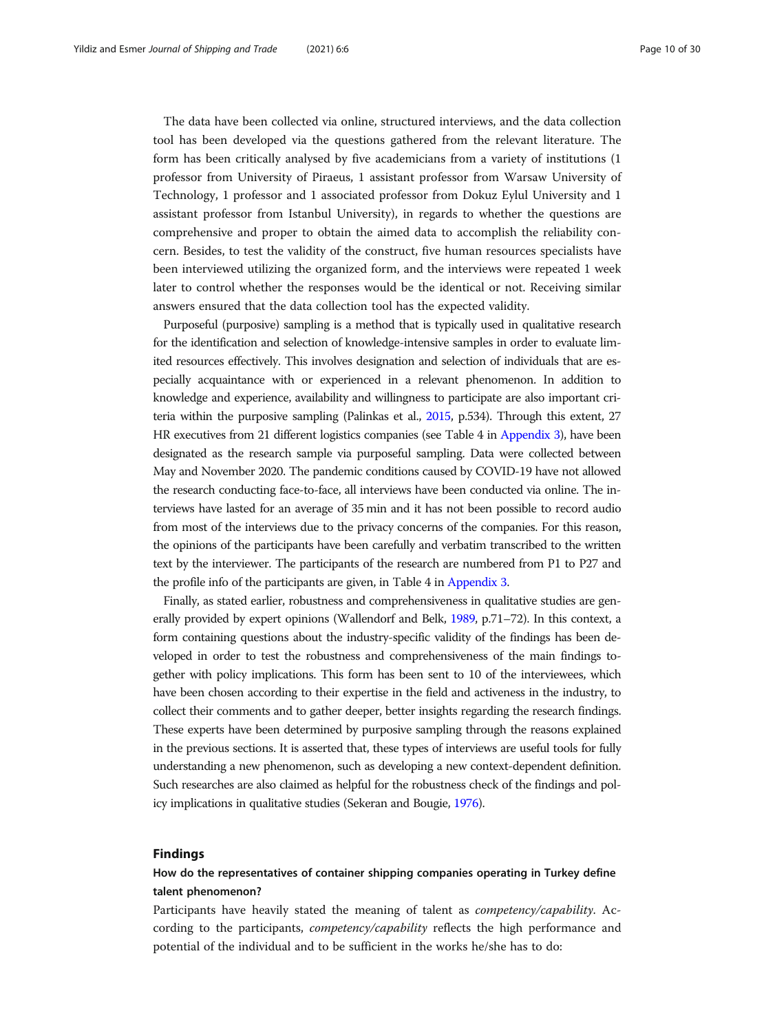The data have been collected via online, structured interviews, and the data collection tool has been developed via the questions gathered from the relevant literature. The form has been critically analysed by five academicians from a variety of institutions (1 professor from University of Piraeus, 1 assistant professor from Warsaw University of Technology, 1 professor and 1 associated professor from Dokuz Eylul University and 1 assistant professor from Istanbul University), in regards to whether the questions are comprehensive and proper to obtain the aimed data to accomplish the reliability concern. Besides, to test the validity of the construct, five human resources specialists have been interviewed utilizing the organized form, and the interviews were repeated 1 week later to control whether the responses would be the identical or not. Receiving similar answers ensured that the data collection tool has the expected validity.

Purposeful (purposive) sampling is a method that is typically used in qualitative research for the identification and selection of knowledge-intensive samples in order to evaluate limited resources effectively. This involves designation and selection of individuals that are especially acquaintance with or experienced in a relevant phenomenon. In addition to knowledge and experience, availability and willingness to participate are also important criteria within the purposive sampling (Palinkas et al., 2015, p.534). Through this extent, 27 HR executives from 21 different logistics companies (see Table 4 in Appendix 3), have been designated as the research sample via purposeful sampling. Data were collected between May and November 2020. The pandemic conditions caused by COVID-19 have not allowed the research conducting face-to-face, all interviews have been conducted via online. The interviews have lasted for an average of 35 min and it has not been possible to record audio from most of the interviews due to the privacy concerns of the companies. For this reason, the opinions of the participants have been carefully and verbatim transcribed to the written text by the interviewer. The participants of the research are numbered from P1 to P27 and the profile info of the participants are given, in Table 4 in Appendix 3.

Finally, as stated earlier, robustness and comprehensiveness in qualitative studies are generally provided by expert opinions (Wallendorf and Belk, 1989, p.71–72). In this context, a form containing questions about the industry-specific validity of the findings has been developed in order to test the robustness and comprehensiveness of the main findings together with policy implications. This form has been sent to 10 of the interviewees, which have been chosen according to their expertise in the field and activeness in the industry, to collect their comments and to gather deeper, better insights regarding the research findings. These experts have been determined by purposive sampling through the reasons explained in the previous sections. It is asserted that, these types of interviews are useful tools for fully understanding a new phenomenon, such as developing a new context-dependent definition. Such researches are also claimed as helpful for the robustness check of the findings and policy implications in qualitative studies (Sekeran and Bougie, 1976).

## Findings

### How do the representatives of container shipping companies operating in Turkey define talent phenomenon?

Participants have heavily stated the meaning of talent as *competency/capability*. According to the participants, *competency/capability* reflects the high performance and potential of the individual and to be sufficient in the works he/she has to do: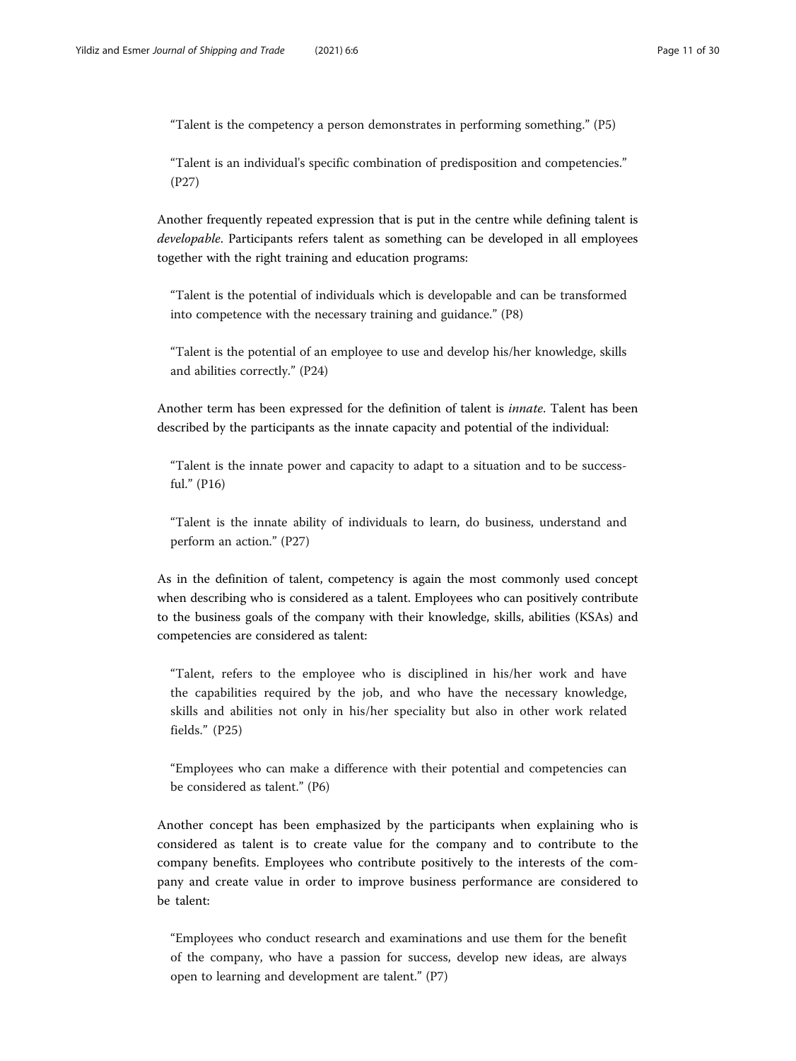> "Talent is the competency a person demonstrates in performing something." (P5)

> "Talent is an individual's specific combination of predisposition and competencies." (P27)

Another frequently repeated expression that is put in the centre while defining talent is *developable*. Participants refers talent as something can be developed in all employees together with the right training and education programs:

> "Talent is the potential of individuals which is developable and can be transformed into competence with the necessary training and guidance." (P8)

> "Talent is the potential of an employee to use and develop his/her knowledge, skills and abilities correctly." (P24)

Another term has been expressed for the definition of talent is *innate*. Talent has been described by the participants as the innate capacity and potential of the individual:

> "Talent is the innate power and capacity to adapt to a situation and to be successful." (P16)

> "Talent is the innate ability of individuals to learn, do business, understand and perform an action." (P27)

As in the definition of talent, competency is again the most commonly used concept when describing who is considered as a talent. Employees who can positively contribute to the business goals of the company with their knowledge, skills, abilities (KSAs) and competencies are considered as talent:

> "Talent, refers to the employee who is disciplined in his/her work and have the capabilities required by the job, and who have the necessary knowledge, skills and abilities not only in his/her speciality but also in other work related fields." (P25)

> "Employees who can make a difference with their potential and competencies can be considered as talent." (P6)

Another concept has been emphasized by the participants when explaining who is considered as talent is to create value for the company and to contribute to the company benefits. Employees who contribute positively to the interests of the company and create value in order to improve business performance are considered to be talent:

> "Employees who conduct research and examinations and use them for the benefit of the company, who have a passion for success, develop new ideas, are always open to learning and development are talent." (P7)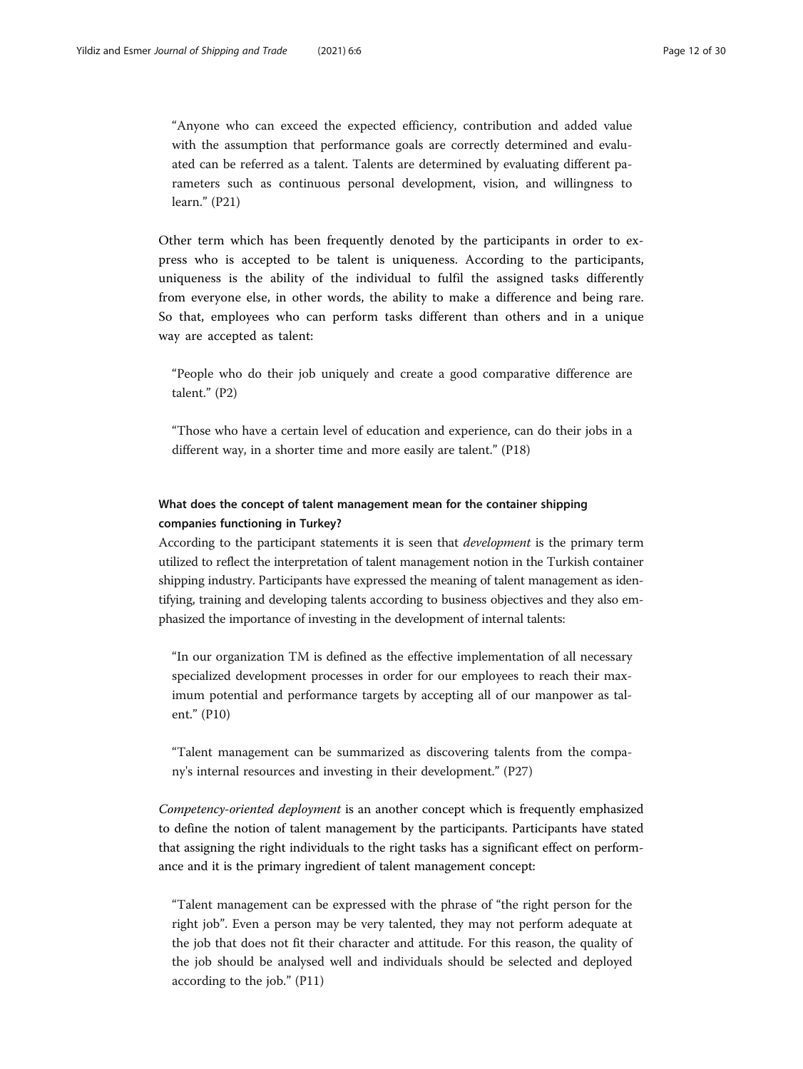> "Anyone who can exceed the expected efficiency, contribution and added value with the assumption that performance goals are correctly determined and evaluated can be referred as a talent. Talents are determined by evaluating different parameters such as continuous personal development, vision, and willingness to learn." (P21)

Other term which has been frequently denoted by the participants in order to express who is accepted to be talent is uniqueness. According to the participants, uniqueness is the ability of the individual to fulfil the assigned tasks differently from everyone else, in other words, the ability to make a difference and being rare. So that, employees who can perform tasks different than others and in a unique way are accepted as talent:

> "People who do their job uniquely and create a good comparative difference are talent." (P2)

> "Those who have a certain level of education and experience, can do their jobs in a different way, in a shorter time and more easily are talent." (P18)

#### What does the concept of talent management mean for the container shipping companies functioning in Turkey?

According to the participant statements it is seen that *development* is the primary term utilized to reflect the interpretation of talent management notion in the Turkish container shipping industry. Participants have expressed the meaning of talent management as identifying, training and developing talents according to business objectives and they also emphasized the importance of investing in the development of internal talents:

> "In our organization TM is defined as the effective implementation of all necessary specialized development processes in order for our employees to reach their maximum potential and performance targets by accepting all of our manpower as talent." (P10)

> "Talent management can be summarized as discovering talents from the company's internal resources and investing in their development." (P27)

*Competency-oriented deployment* is an another concept which is frequently emphasized to define the notion of talent management by the participants. Participants have stated that assigning the right individuals to the right tasks has a significant effect on performance and it is the primary ingredient of talent management concept:

> "Talent management can be expressed with the phrase of "the right person for the right job". Even a person may be very talented, they may not perform adequate at the job that does not fit their character and attitude. For this reason, the quality of the job should be analysed well and individuals should be selected and deployed according to the job." (P11)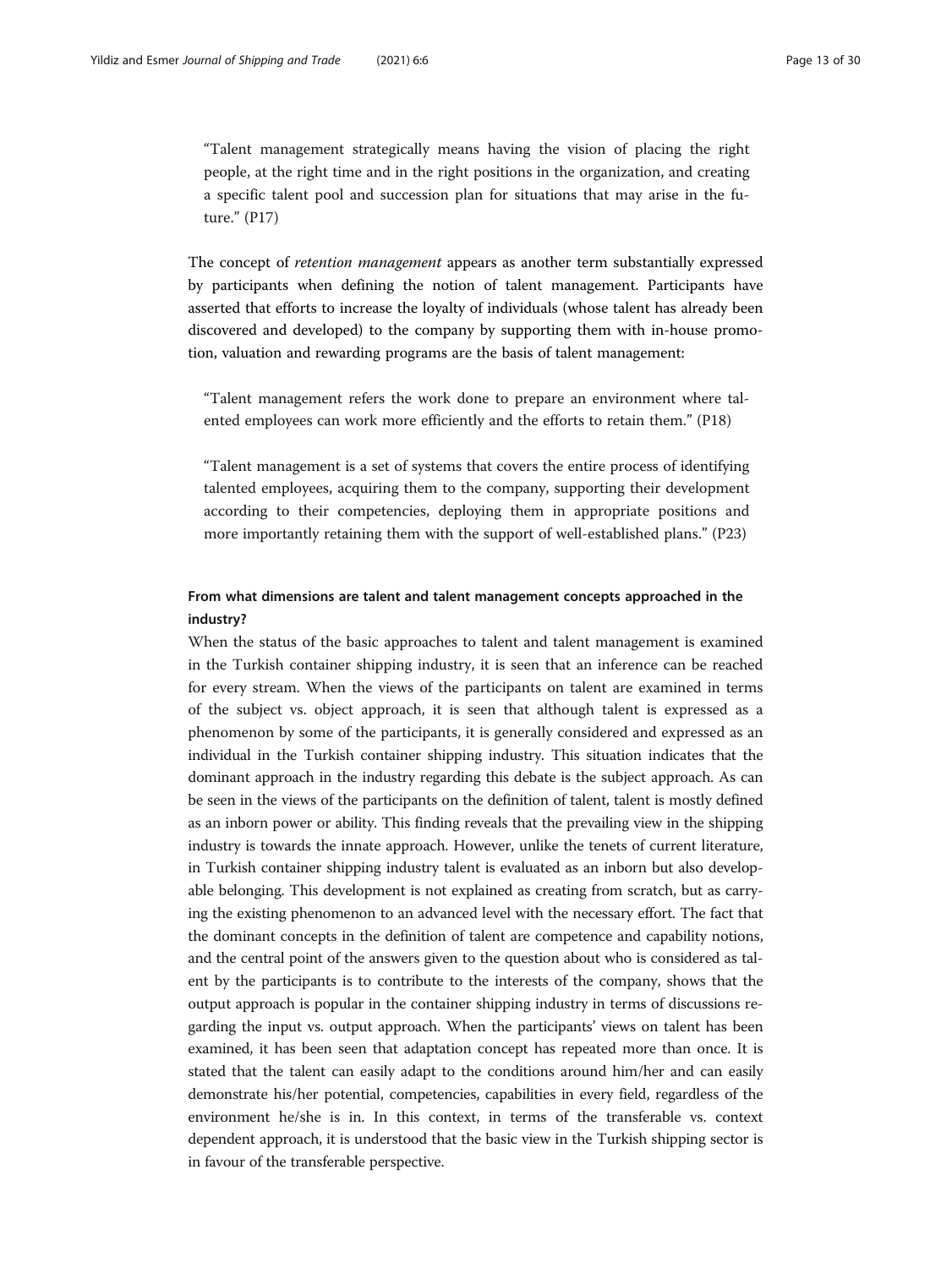> "Talent management strategically means having the vision of placing the right people, at the right time and in the right positions in the organization, and creating a specific talent pool and succession plan for situations that may arise in the future." (P17)

The concept of *retention management* appears as another term substantially expressed by participants when defining the notion of talent management. Participants have asserted that efforts to increase the loyalty of individuals (whose talent has already been discovered and developed) to the company by supporting them with in-house promotion, valuation and rewarding programs are the basis of talent management:

> "Talent management refers the work done to prepare an environment where talented employees can work more efficiently and the efforts to retain them." (P18)

> "Talent management is a set of systems that covers the entire process of identifying talented employees, acquiring them to the company, supporting their development according to their competencies, deploying them in appropriate positions and more importantly retaining them with the support of well-established plans." (P23)

### From what dimensions are talent and talent management concepts approached in the industry?

When the status of the basic approaches to talent and talent management is examined in the Turkish container shipping industry, it is seen that an inference can be reached for every stream. When the views of the participants on talent are examined in terms of the subject vs. object approach, it is seen that although talent is expressed as a phenomenon by some of the participants, it is generally considered and expressed as an individual in the Turkish container shipping industry. This situation indicates that the dominant approach in the industry regarding this debate is the subject approach. As can be seen in the views of the participants on the definition of talent, talent is mostly defined as an inborn power or ability. This finding reveals that the prevailing view in the shipping industry is towards the innate approach. However, unlike the tenets of current literature, in Turkish container shipping industry talent is evaluated as an inborn but also developable belonging. This development is not explained as creating from scratch, but as carrying the existing phenomenon to an advanced level with the necessary effort. The fact that the dominant concepts in the definition of talent are competence and capability notions, and the central point of the answers given to the question about who is considered as talent by the participants is to contribute to the interests of the company, shows that the output approach is popular in the container shipping industry in terms of discussions regarding the input vs. output approach. When the participants' views on talent has been examined, it has been seen that adaptation concept has repeated more than once. It is stated that the talent can easily adapt to the conditions around him/her and can easily demonstrate his/her potential, competencies, capabilities in every field, regardless of the environment he/she is in. In this context, in terms of the transferable vs. context dependent approach, it is understood that the basic view in the Turkish shipping sector is in favour of the transferable perspective.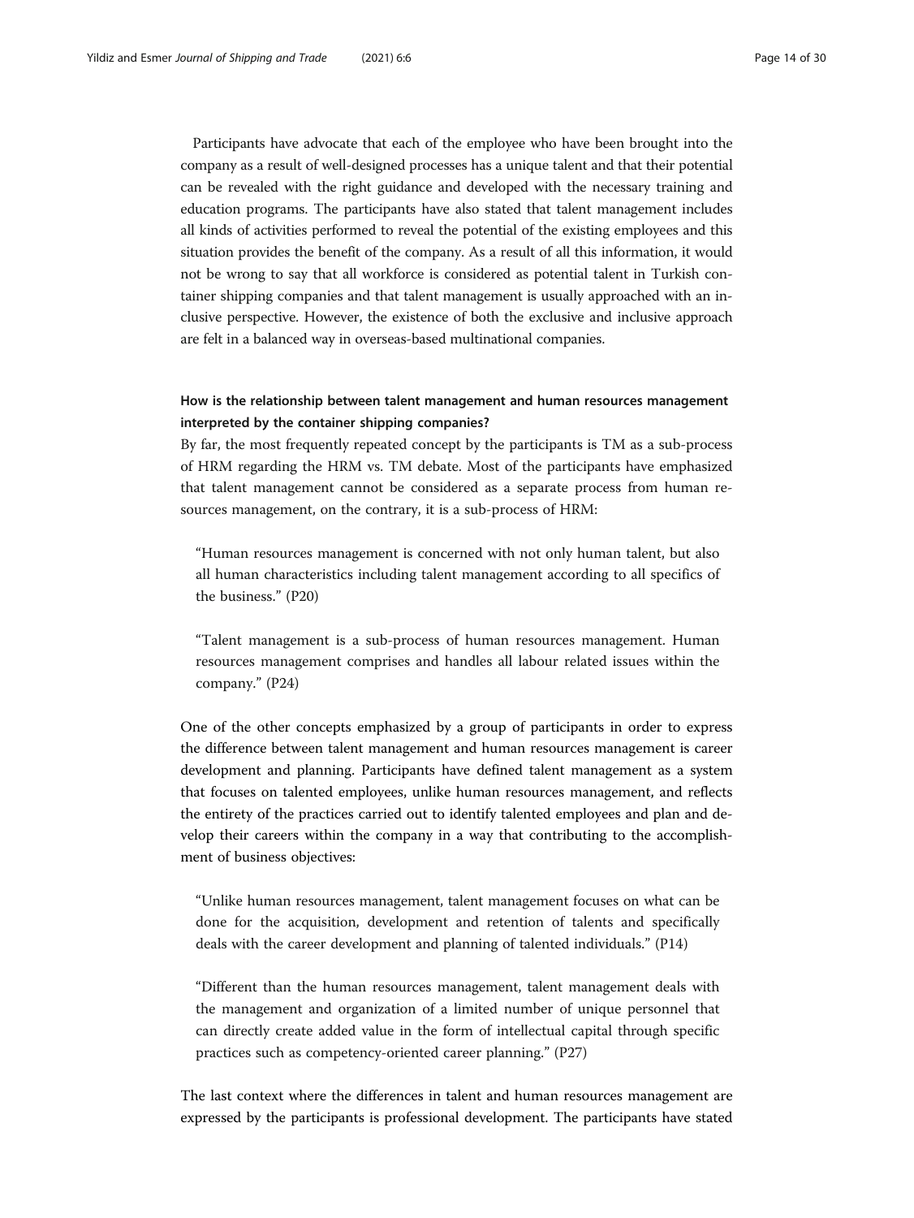Participants have advocate that each of the employee who have been brought into the company as a result of well-designed processes has a unique talent and that their potential can be revealed with the right guidance and developed with the necessary training and education programs. The participants have also stated that talent management includes all kinds of activities performed to reveal the potential of the existing employees and this situation provides the benefit of the company. As a result of all this information, it would not be wrong to say that all workforce is considered as potential talent in Turkish container shipping companies and that talent management is usually approached with an inclusive perspective. However, the existence of both the exclusive and inclusive approach are felt in a balanced way in overseas-based multinational companies.

### How is the relationship between talent management and human resources management interpreted by the container shipping companies?

By far, the most frequently repeated concept by the participants is TM as a sub-process of HRM regarding the HRM vs. TM debate. Most of the participants have emphasized that talent management cannot be considered as a separate process from human resources management, on the contrary, it is a sub-process of HRM:

> "Human resources management is concerned with not only human talent, but also all human characteristics including talent management according to all specifics of the business." (P20)

> "Talent management is a sub-process of human resources management. Human resources management comprises and handles all labour related issues within the company." (P24)

One of the other concepts emphasized by a group of participants in order to express the difference between talent management and human resources management is career development and planning. Participants have defined talent management as a system that focuses on talented employees, unlike human resources management, and reflects the entirety of the practices carried out to identify talented employees and plan and develop their careers within the company in a way that contributing to the accomplishment of business objectives:

> "Unlike human resources management, talent management focuses on what can be done for the acquisition, development and retention of talents and specifically deals with the career development and planning of talented individuals." (P14)

> "Different than the human resources management, talent management deals with the management and organization of a limited number of unique personnel that can directly create added value in the form of intellectual capital through specific practices such as competency-oriented career planning." (P27)

The last context where the differences in talent and human resources management are expressed by the participants is professional development. The participants have stated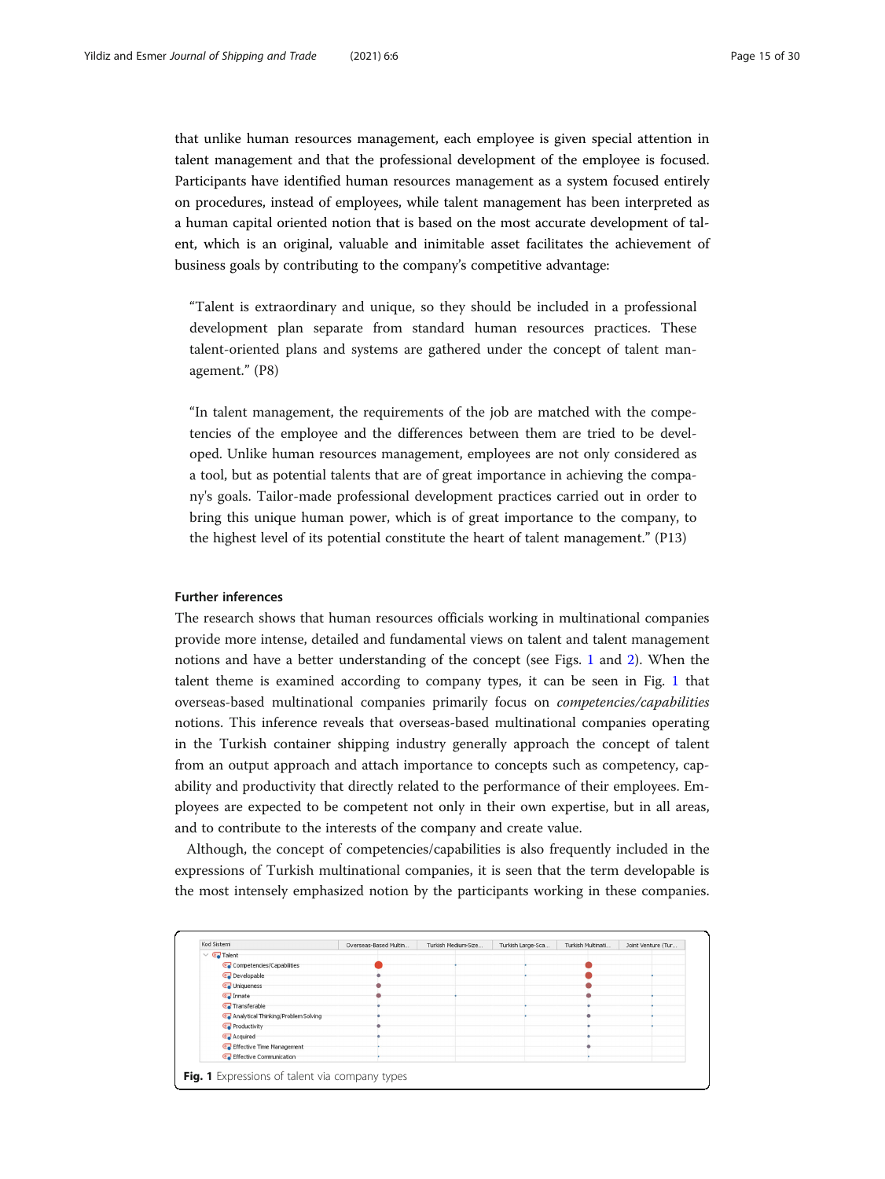that unlike human resources management, each employee is given special attention in talent management and that the professional development of the employee is focused. Participants have identified human resources management as a system focused entirely on procedures, instead of employees, while talent management has been interpreted as a human capital oriented notion that is based on the most accurate development of talent, which is an original, valuable and inimitable asset facilitates the achievement of business goals by contributing to the company's competitive advantage:

> "Talent is extraordinary and unique, so they should be included in a professional development plan separate from standard human resources practices. These talent-oriented plans and systems are gathered under the concept of talent management." (P8)

> "In talent management, the requirements of the job are matched with the competencies of the employee and the differences between them are tried to be developed. Unlike human resources management, employees are not only considered as a tool, but as potential talents that are of great importance in achieving the company's goals. Tailor-made professional development practices carried out in order to bring this unique human power, which is of great importance to the company, to the highest level of its potential constitute the heart of talent management." (P13)

#### Further inferences

The research shows that human resources officials working in multinational companies provide more intense, detailed and fundamental views on talent and talent management notions and have a better understanding of the concept (see Figs. 1 and 2). When the talent theme is examined according to company types, it can be seen in Fig. 1 that overseas-based multinational companies primarily focus on *competencies/capabilities* notions. This inference reveals that overseas-based multinational companies operating in the Turkish container shipping industry generally approach the concept of talent from an output approach and attach importance to concepts such as competency, capability and productivity that directly related to the performance of their employees. Employees are expected to be competent not only in their own expertise, but in all areas, and to contribute to the interests of the company and create value.

Although, the concept of competencies/capabilities is also frequently included in the expressions of Turkish multinational companies, it is seen that the term developable is the most intensely emphasized notion by the participants working in these companies.

**Fig. 1** Expressions of talent via company types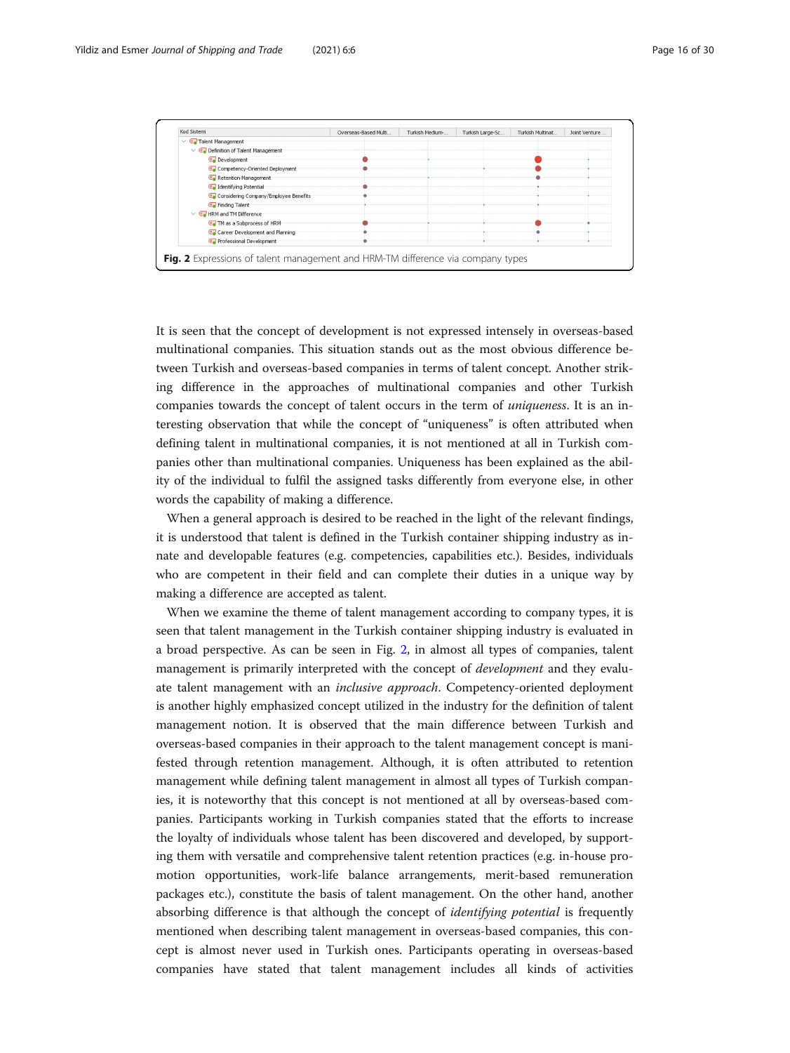Fig. 2 Expressions of talent management and HRM-TM difference via company types

It is seen that the concept of development is not expressed intensely in overseas-based multinational companies. This situation stands out as the most obvious difference between Turkish and overseas-based companies in terms of talent concept. Another striking difference in the approaches of multinational companies and other Turkish companies towards the concept of talent occurs in the term of *uniqueness*. It is an interesting observation that while the concept of "uniqueness" is often attributed when defining talent in multinational companies, it is not mentioned at all in Turkish companies other than multinational companies. Uniqueness has been explained as the ability of the individual to fulfil the assigned tasks differently from everyone else, in other words the capability of making a difference.

When a general approach is desired to be reached in the light of the relevant findings, it is understood that talent is defined in the Turkish container shipping industry as innate and developable features (e.g. competencies, capabilities etc.). Besides, individuals who are competent in their field and can complete their duties in a unique way by making a difference are accepted as talent.

When we examine the theme of talent management according to company types, it is seen that talent management in the Turkish container shipping industry is evaluated in a broad perspective. As can be seen in Fig. 2, in almost all types of companies, talent management is primarily interpreted with the concept of *development* and they evaluate talent management with an *inclusive approach*. Competency-oriented deployment is another highly emphasized concept utilized in the industry for the definition of talent management notion. It is observed that the main difference between Turkish and overseas-based companies in their approach to the talent management concept is manifested through retention management. Although, it is often attributed to retention management while defining talent management in almost all types of Turkish companies, it is noteworthy that this concept is not mentioned at all by overseas-based companies. Participants working in Turkish companies stated that the efforts to increase the loyalty of individuals whose talent has been discovered and developed, by supporting them with versatile and comprehensive talent retention practices (e.g. in-house promotion opportunities, work-life balance arrangements, merit-based remuneration packages etc.), constitute the basis of talent management. On the other hand, another absorbing difference is that although the concept of *identifying potential* is frequently mentioned when describing talent management in overseas-based companies, this concept is almost never used in Turkish ones. Participants operating in overseas-based companies have stated that talent management includes all kinds of activities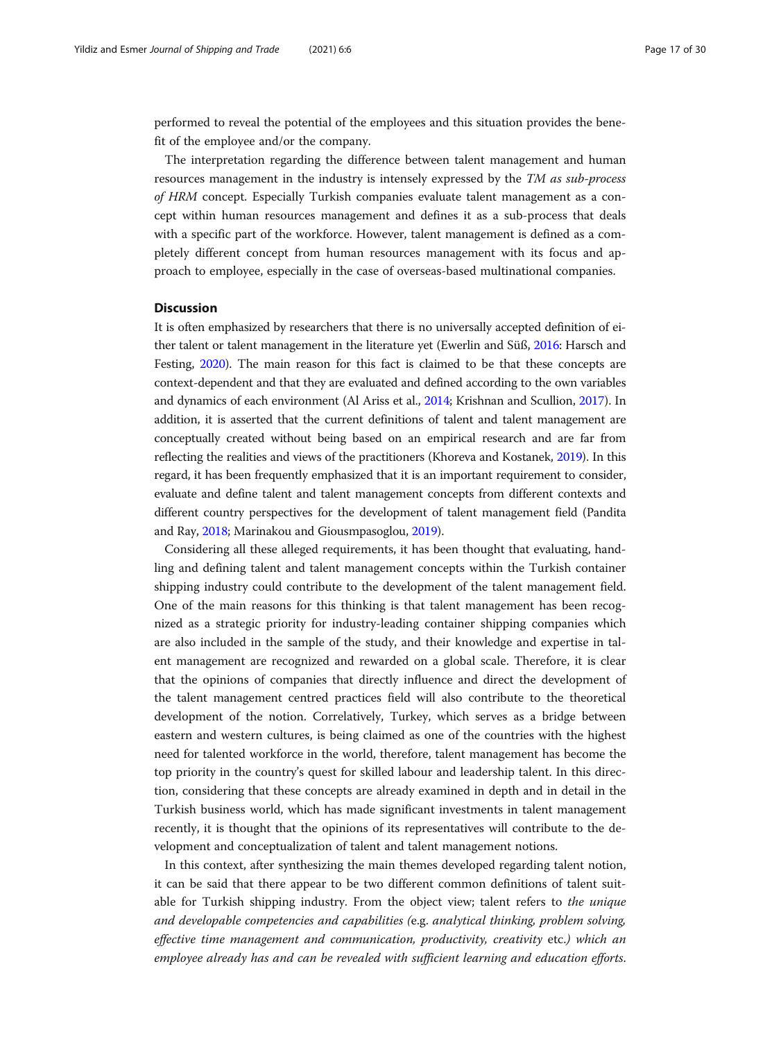performed to reveal the potential of the employees and this situation provides the benefit of the employee and/or the company.

The interpretation regarding the difference between talent management and human resources management in the industry is intensely expressed by the *TM as sub-process of HRM* concept. Especially Turkish companies evaluate talent management as a concept within human resources management and defines it as a sub-process that deals with a specific part of the workforce. However, talent management is defined as a completely different concept from human resources management with its focus and approach to employee, especially in the case of overseas-based multinational companies.

## Discussion

It is often emphasized by researchers that there is no universally accepted definition of either talent or talent management in the literature yet (Ewerlin and Süß, 2016: Harsch and Festing, 2020). The main reason for this fact is claimed to be that these concepts are context-dependent and that they are evaluated and defined according to the own variables and dynamics of each environment (Al Ariss et al., 2014; Krishnan and Scullion, 2017). In addition, it is asserted that the current definitions of talent and talent management are conceptually created without being based on an empirical research and are far from reflecting the realities and views of the practitioners (Khoreva and Kostanek, 2019). In this regard, it has been frequently emphasized that it is an important requirement to consider, evaluate and define talent and talent management concepts from different contexts and different country perspectives for the development of talent management field (Pandita and Ray, 2018; Marinakou and Giousmpasoglou, 2019).

Considering all these alleged requirements, it has been thought that evaluating, handling and defining talent and talent management concepts within the Turkish container shipping industry could contribute to the development of the talent management field. One of the main reasons for this thinking is that talent management has been recognized as a strategic priority for industry-leading container shipping companies which are also included in the sample of the study, and their knowledge and expertise in talent management are recognized and rewarded on a global scale. Therefore, it is clear that the opinions of companies that directly influence and direct the development of the talent management centred practices field will also contribute to the theoretical development of the notion. Correlatively, Turkey, which serves as a bridge between eastern and western cultures, is being claimed as one of the countries with the highest need for talented workforce in the world, therefore, talent management has become the top priority in the country's quest for skilled labour and leadership talent. In this direction, considering that these concepts are already examined in depth and in detail in the Turkish business world, which has made significant investments in talent management recently, it is thought that the opinions of its representatives will contribute to the development and conceptualization of talent and talent management notions.

In this context, after synthesizing the main themes developed regarding talent notion, it can be said that there appear to be two different common definitions of talent suitable for Turkish shipping industry. From the object view; talent refers to *the unique and developable competencies and capabilities (*e.g. *analytical thinking, problem solving, effective time management and communication, productivity, creativity* etc.*) which an employee already has and can be revealed with sufficient learning and education efforts.*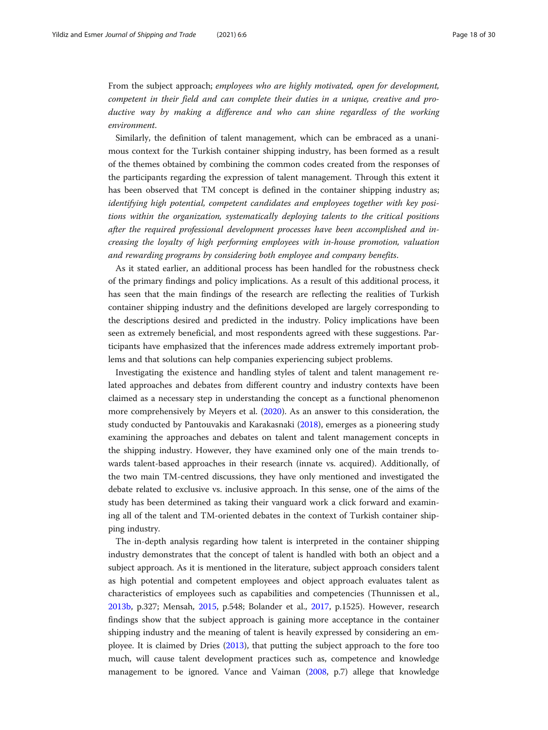From the subject approach; *employees who are highly motivated, open for development, competent in their field and can complete their duties in a unique, creative and productive way by making a difference and who can shine regardless of the working environment*.

Similarly, the definition of talent management, which can be embraced as a unanimous context for the Turkish container shipping industry, has been formed as a result of the themes obtained by combining the common codes created from the responses of the participants regarding the expression of talent management. Through this extent it has been observed that TM concept is defined in the container shipping industry as; *identifying high potential, competent candidates and employees together with key positions within the organization, systematically deploying talents to the critical positions after the required professional development processes have been accomplished and increasing the loyalty of high performing employees with in-house promotion, valuation and rewarding programs by considering both employee and company benefits*.

As it stated earlier, an additional process has been handled for the robustness check of the primary findings and policy implications. As a result of this additional process, it has seen that the main findings of the research are reflecting the realities of Turkish container shipping industry and the definitions developed are largely corresponding to the descriptions desired and predicted in the industry. Policy implications have been seen as extremely beneficial, and most respondents agreed with these suggestions. Participants have emphasized that the inferences made address extremely important problems and that solutions can help companies experiencing subject problems.

Investigating the existence and handling styles of talent and talent management related approaches and debates from different country and industry contexts have been claimed as a necessary step in understanding the concept as a functional phenomenon more comprehensively by Meyers et al. (2020). As an answer to this consideration, the study conducted by Pantouvakis and Karakasnaki (2018), emerges as a pioneering study examining the approaches and debates on talent and talent management concepts in the shipping industry. However, they have examined only one of the main trends towards talent-based approaches in their research (innate vs. acquired). Additionally, of the two main TM-centred discussions, they have only mentioned and investigated the debate related to exclusive vs. inclusive approach. In this sense, one of the aims of the study has been determined as taking their vanguard work a click forward and examining all of the talent and TM-oriented debates in the context of Turkish container shipping industry.

The in-depth analysis regarding how talent is interpreted in the container shipping industry demonstrates that the concept of talent is handled with both an object and a subject approach. As it is mentioned in the literature, subject approach considers talent as high potential and competent employees and object approach evaluates talent as characteristics of employees such as capabilities and competencies (Thunnissen et al., 2013b, p.327; Mensah, 2015, p.548; Bolander et al., 2017, p.1525). However, research findings show that the subject approach is gaining more acceptance in the container shipping industry and the meaning of talent is heavily expressed by considering an employee. It is claimed by Dries (2013), that putting the subject approach to the fore too much, will cause talent development practices such as, competence and knowledge management to be ignored. Vance and Vaiman (2008, p.7) allege that knowledge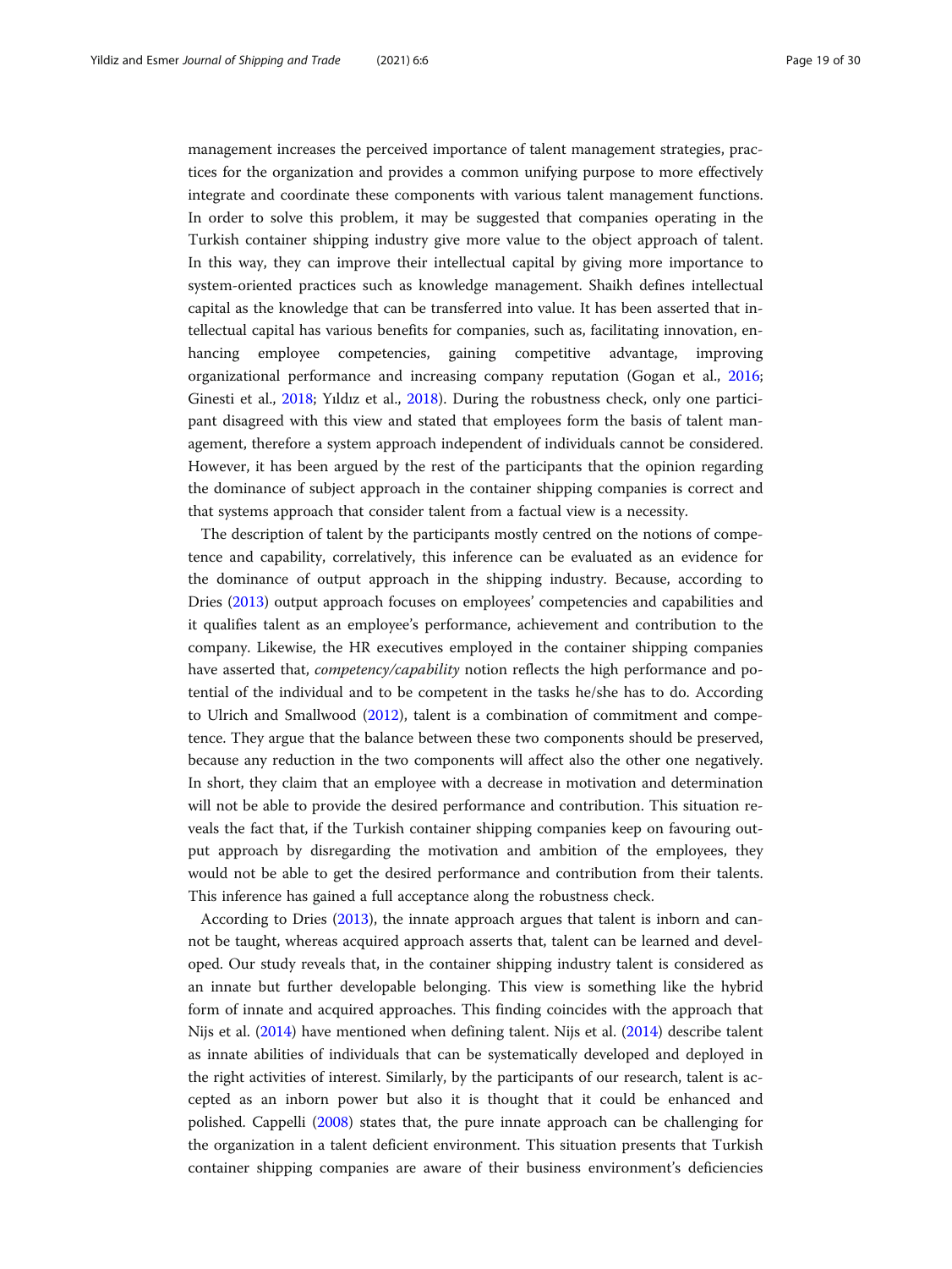management increases the perceived importance of talent management strategies, practices for the organization and provides a common unifying purpose to more effectively integrate and coordinate these components with various talent management functions. In order to solve this problem, it may be suggested that companies operating in the Turkish container shipping industry give more value to the object approach of talent. In this way, they can improve their intellectual capital by giving more importance to system-oriented practices such as knowledge management. Shaikh defines intellectual capital as the knowledge that can be transferred into value. It has been asserted that intellectual capital has various benefits for companies, such as, facilitating innovation, enhancing employee competencies, gaining competitive advantage, improving organizational performance and increasing company reputation (Gogan et al., 2016; Ginesti et al., 2018; Yıldız et al., 2018). During the robustness check, only one participant disagreed with this view and stated that employees form the basis of talent management, therefore a system approach independent of individuals cannot be considered. However, it has been argued by the rest of the participants that the opinion regarding the dominance of subject approach in the container shipping companies is correct and that systems approach that consider talent from a factual view is a necessity.

The description of talent by the participants mostly centred on the notions of competence and capability, correlatively, this inference can be evaluated as an evidence for the dominance of output approach in the shipping industry. Because, according to Dries (2013) output approach focuses on employees' competencies and capabilities and it qualifies talent as an employee's performance, achievement and contribution to the company. Likewise, the HR executives employed in the container shipping companies have asserted that, *competency/capability* notion reflects the high performance and potential of the individual and to be competent in the tasks he/she has to do. According to Ulrich and Smallwood (2012), talent is a combination of commitment and competence. They argue that the balance between these two components should be preserved, because any reduction in the two components will affect also the other one negatively. In short, they claim that an employee with a decrease in motivation and determination will not be able to provide the desired performance and contribution. This situation reveals the fact that, if the Turkish container shipping companies keep on favouring output approach by disregarding the motivation and ambition of the employees, they would not be able to get the desired performance and contribution from their talents. This inference has gained a full acceptance along the robustness check.

According to Dries (2013), the innate approach argues that talent is inborn and cannot be taught, whereas acquired approach asserts that, talent can be learned and developed. Our study reveals that, in the container shipping industry talent is considered as an innate but further developable belonging. This view is something like the hybrid form of innate and acquired approaches. This finding coincides with the approach that Nijs et al. (2014) have mentioned when defining talent. Nijs et al. (2014) describe talent as innate abilities of individuals that can be systematically developed and deployed in the right activities of interest. Similarly, by the participants of our research, talent is accepted as an inborn power but also it is thought that it could be enhanced and polished. Cappelli (2008) states that, the pure innate approach can be challenging for the organization in a talent deficient environment. This situation presents that Turkish container shipping companies are aware of their business environment's deficiencies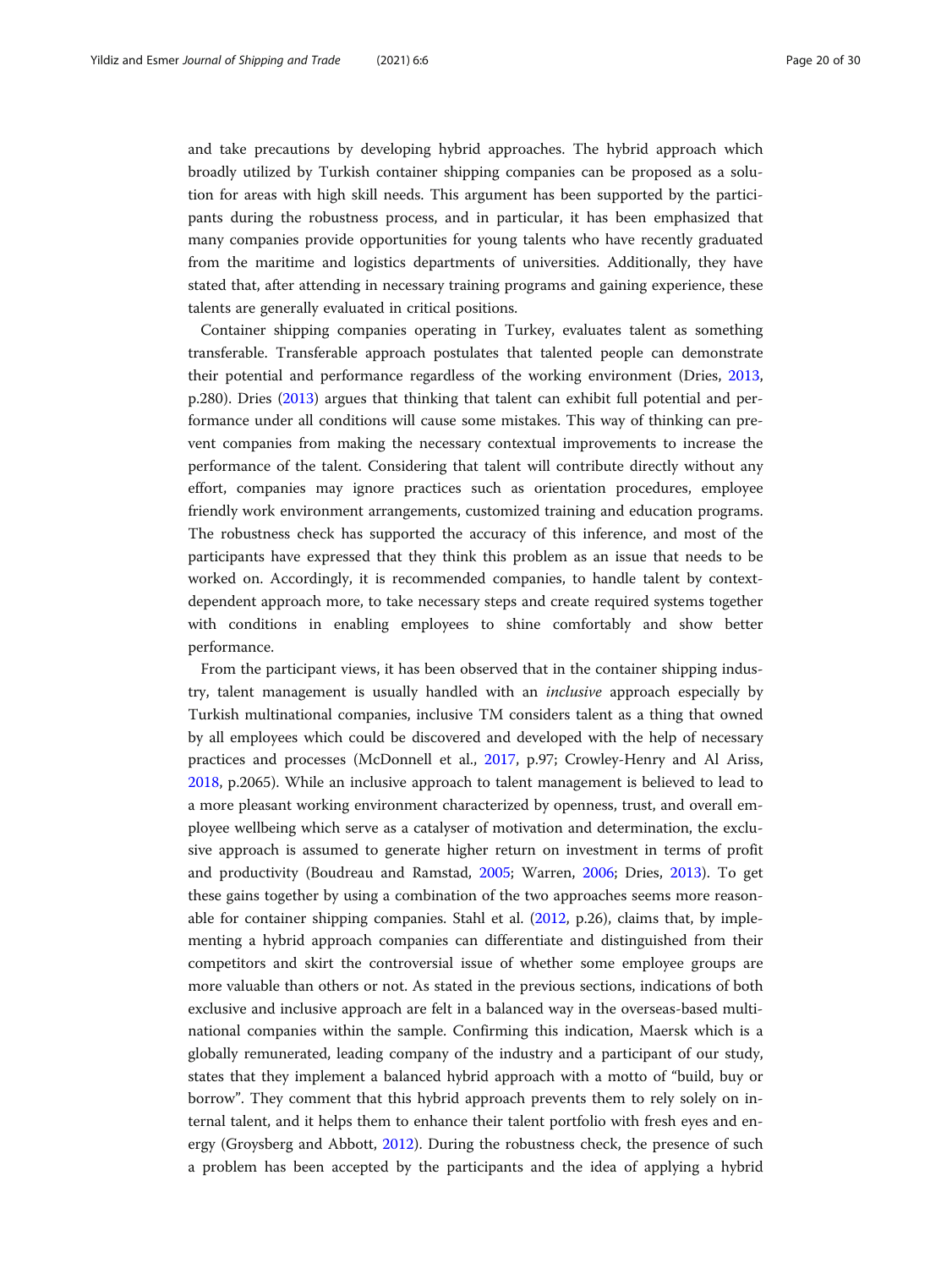and take precautions by developing hybrid approaches. The hybrid approach which broadly utilized by Turkish container shipping companies can be proposed as a solution for areas with high skill needs. This argument has been supported by the participants during the robustness process, and in particular, it has been emphasized that many companies provide opportunities for young talents who have recently graduated from the maritime and logistics departments of universities. Additionally, they have stated that, after attending in necessary training programs and gaining experience, these talents are generally evaluated in critical positions.

Container shipping companies operating in Turkey, evaluates talent as something transferable. Transferable approach postulates that talented people can demonstrate their potential and performance regardless of the working environment (Dries, 2013, p.280). Dries (2013) argues that thinking that talent can exhibit full potential and performance under all conditions will cause some mistakes. This way of thinking can prevent companies from making the necessary contextual improvements to increase the performance of the talent. Considering that talent will contribute directly without any effort, companies may ignore practices such as orientation procedures, employee friendly work environment arrangements, customized training and education programs. The robustness check has supported the accuracy of this inference, and most of the participants have expressed that they think this problem as an issue that needs to be worked on. Accordingly, it is recommended companies, to handle talent by context-dependent approach more, to take necessary steps and create required systems together with conditions in enabling employees to shine comfortably and show better performance.

From the participant views, it has been observed that in the container shipping industry, talent management is usually handled with an *inclusive* approach especially by Turkish multinational companies, inclusive TM considers talent as a thing that owned by all employees which could be discovered and developed with the help of necessary practices and processes (McDonnell et al., 2017, p.97; Crowley-Henry and Al Ariss, 2018, p.2065). While an inclusive approach to talent management is believed to lead to a more pleasant working environment characterized by openness, trust, and overall employee wellbeing which serve as a catalyser of motivation and determination, the exclusive approach is assumed to generate higher return on investment in terms of profit and productivity (Boudreau and Ramstad, 2005; Warren, 2006; Dries, 2013). To get these gains together by using a combination of the two approaches seems more reasonable for container shipping companies. Stahl et al. (2012, p.26), claims that, by implementing a hybrid approach companies can differentiate and distinguished from their competitors and skirt the controversial issue of whether some employee groups are more valuable than others or not. As stated in the previous sections, indications of both exclusive and inclusive approach are felt in a balanced way in the overseas-based multinational companies within the sample. Confirming this indication, Maersk which is a globally remunerated, leading company of the industry and a participant of our study, states that they implement a balanced hybrid approach with a motto of "build, buy or borrow". They comment that this hybrid approach prevents them to rely solely on internal talent, and it helps them to enhance their talent portfolio with fresh eyes and energy (Groysberg and Abbott, 2012). During the robustness check, the presence of such a problem has been accepted by the participants and the idea of applying a hybrid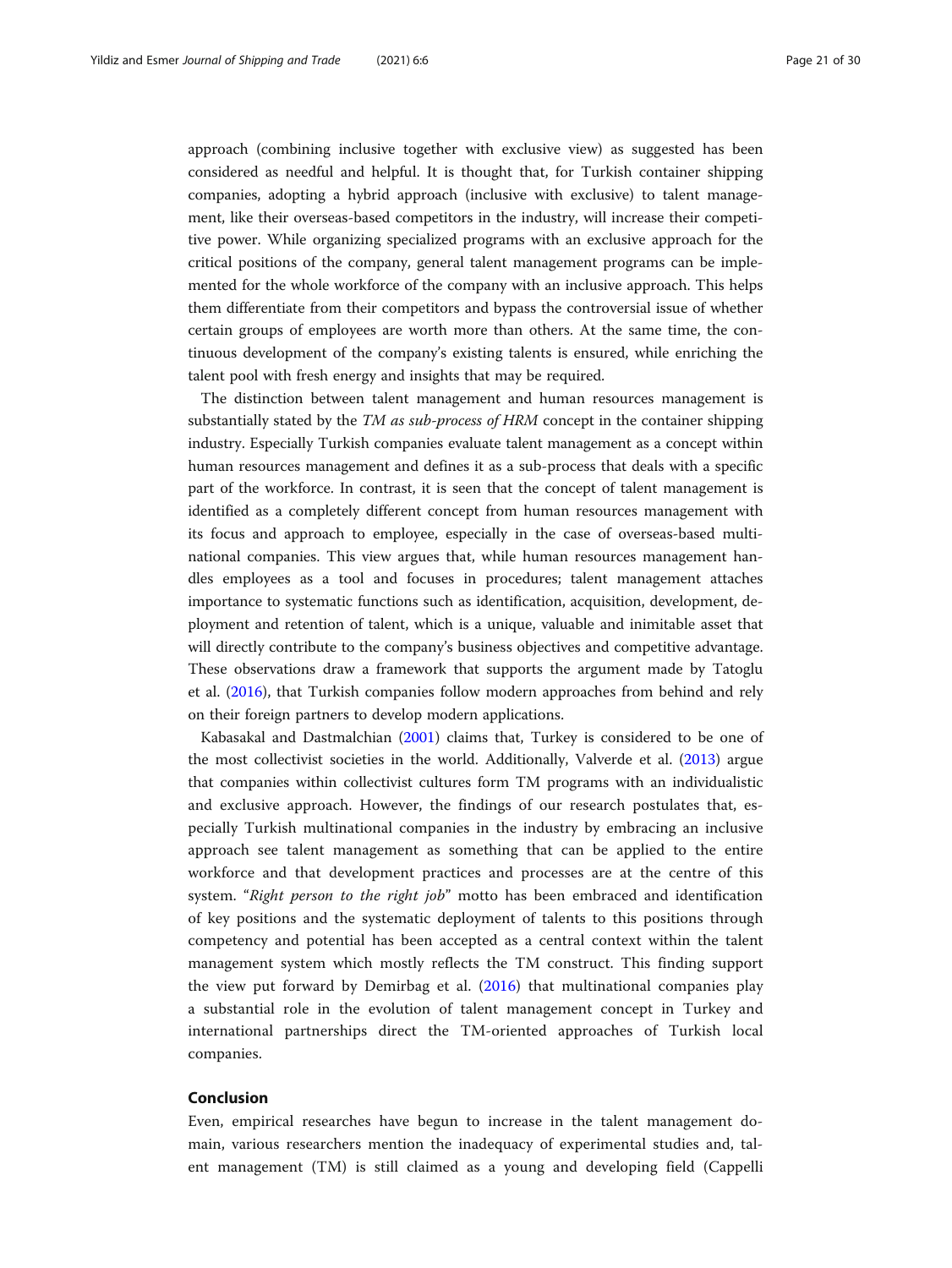approach (combining inclusive together with exclusive view) as suggested has been considered as needful and helpful. It is thought that, for Turkish container shipping companies, adopting a hybrid approach (inclusive with exclusive) to talent management, like their overseas-based competitors in the industry, will increase their competitive power. While organizing specialized programs with an exclusive approach for the critical positions of the company, general talent management programs can be implemented for the whole workforce of the company with an inclusive approach. This helps them differentiate from their competitors and bypass the controversial issue of whether certain groups of employees are worth more than others. At the same time, the continuous development of the company's existing talents is ensured, while enriching the talent pool with fresh energy and insights that may be required.

The distinction between talent management and human resources management is substantially stated by the *TM as sub-process of HRM* concept in the container shipping industry. Especially Turkish companies evaluate talent management as a concept within human resources management and defines it as a sub-process that deals with a specific part of the workforce. In contrast, it is seen that the concept of talent management is identified as a completely different concept from human resources management with its focus and approach to employee, especially in the case of overseas-based multinational companies. This view argues that, while human resources management handles employees as a tool and focuses in procedures; talent management attaches importance to systematic functions such as identification, acquisition, development, deployment and retention of talent, which is a unique, valuable and inimitable asset that will directly contribute to the company's business objectives and competitive advantage. These observations draw a framework that supports the argument made by Tatoglu et al. (2016), that Turkish companies follow modern approaches from behind and rely on their foreign partners to develop modern applications.

Kabasakal and Dastmalchian (2001) claims that, Turkey is considered to be one of the most collectivist societies in the world. Additionally, Valverde et al. (2013) argue that companies within collectivist cultures form TM programs with an individualistic and exclusive approach. However, the findings of our research postulates that, especially Turkish multinational companies in the industry by embracing an inclusive approach see talent management as something that can be applied to the entire workforce and that development practices and processes are at the centre of this system. "*Right person to the right job*" motto has been embraced and identification of key positions and the systematic deployment of talents to this positions through competency and potential has been accepted as a central context within the talent management system which mostly reflects the TM construct. This finding support the view put forward by Demirbag et al. (2016) that multinational companies play a substantial role in the evolution of talent management concept in Turkey and international partnerships direct the TM-oriented approaches of Turkish local companies.

## Conclusion

Even, empirical researches have begun to increase in the talent management domain, various researchers mention the inadequacy of experimental studies and, talent management (TM) is still claimed as a young and developing field (Cappelli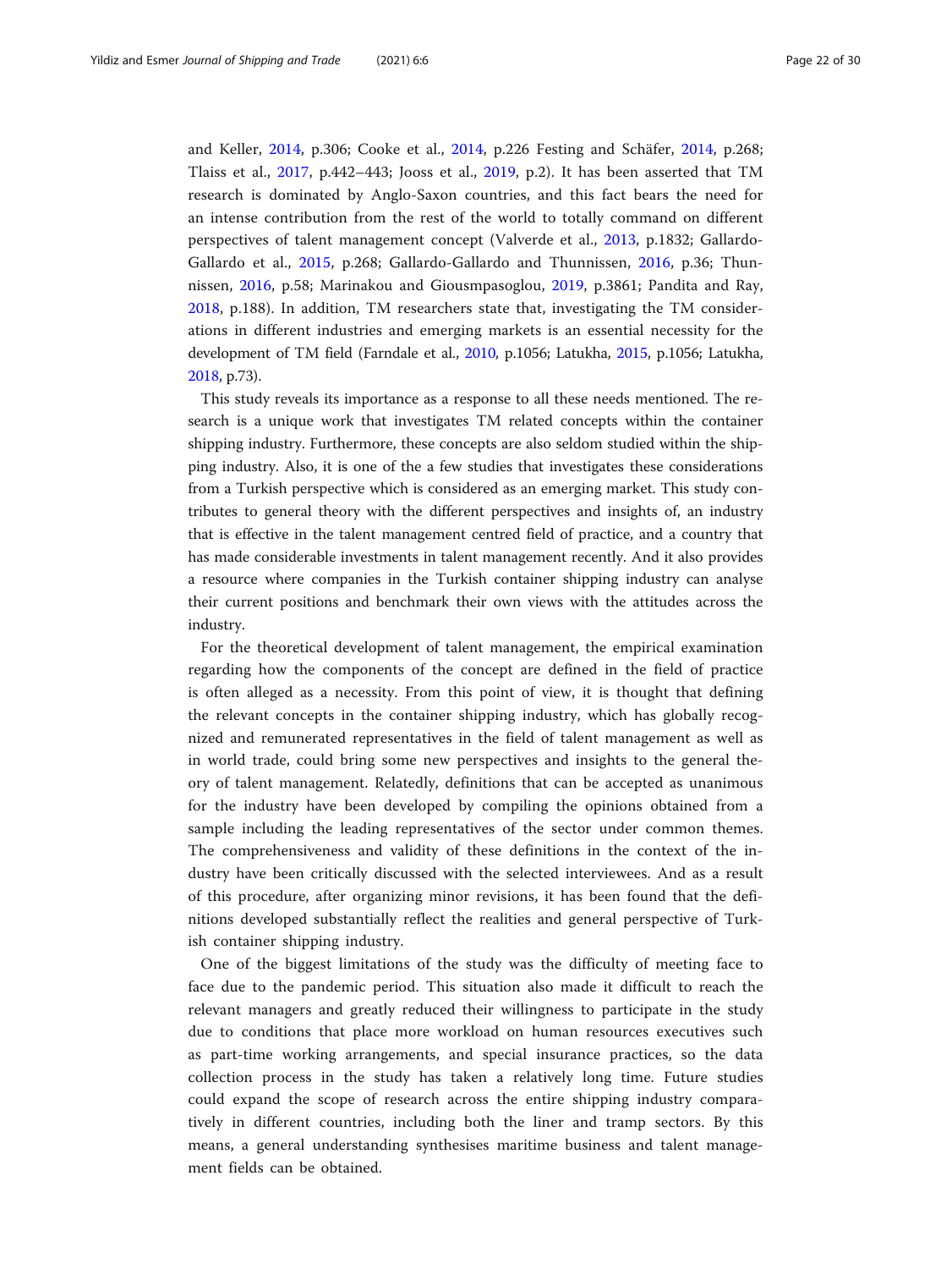and Keller, 2014, p.306; Cooke et al., 2014, p.226 Festing and Schäfer, 2014, p.268; Tlaiss et al., 2017, p.442–443; Jooss et al., 2019, p.2). It has been asserted that TM research is dominated by Anglo-Saxon countries, and this fact bears the need for an intense contribution from the rest of the world to totally command on different perspectives of talent management concept (Valverde et al., 2013, p.1832; Gallardo-Gallardo et al., 2015, p.268; Gallardo-Gallardo and Thunnissen, 2016, p.36; Thunnissen, 2016, p.58; Marinakou and Giousmpasoglou, 2019, p.3861; Pandita and Ray, 2018, p.188). In addition, TM researchers state that, investigating the TM considerations in different industries and emerging markets is an essential necessity for the development of TM field (Farndale et al., 2010, p.1056; Latukha, 2015, p.1056; Latukha, 2018, p.73).

This study reveals its importance as a response to all these needs mentioned. The research is a unique work that investigates TM related concepts within the container shipping industry. Furthermore, these concepts are also seldom studied within the shipping industry. Also, it is one of the a few studies that investigates these considerations from a Turkish perspective which is considered as an emerging market. This study contributes to general theory with the different perspectives and insights of, an industry that is effective in the talent management centred field of practice, and a country that has made considerable investments in talent management recently. And it also provides a resource where companies in the Turkish container shipping industry can analyse their current positions and benchmark their own views with the attitudes across the industry.

For the theoretical development of talent management, the empirical examination regarding how the components of the concept are defined in the field of practice is often alleged as a necessity. From this point of view, it is thought that defining the relevant concepts in the container shipping industry, which has globally recognized and remunerated representatives in the field of talent management as well as in world trade, could bring some new perspectives and insights to the general theory of talent management. Relatedly, definitions that can be accepted as unanimous for the industry have been developed by compiling the opinions obtained from a sample including the leading representatives of the sector under common themes. The comprehensiveness and validity of these definitions in the context of the industry have been critically discussed with the selected interviewees. And as a result of this procedure, after organizing minor revisions, it has been found that the definitions developed substantially reflect the realities and general perspective of Turkish container shipping industry.

One of the biggest limitations of the study was the difficulty of meeting face to face due to the pandemic period. This situation also made it difficult to reach the relevant managers and greatly reduced their willingness to participate in the study due to conditions that place more workload on human resources executives such as part-time working arrangements, and special insurance practices, so the data collection process in the study has taken a relatively long time. Future studies could expand the scope of research across the entire shipping industry comparatively in different countries, including both the liner and tramp sectors. By this means, a general understanding synthesises maritime business and talent management fields can be obtained.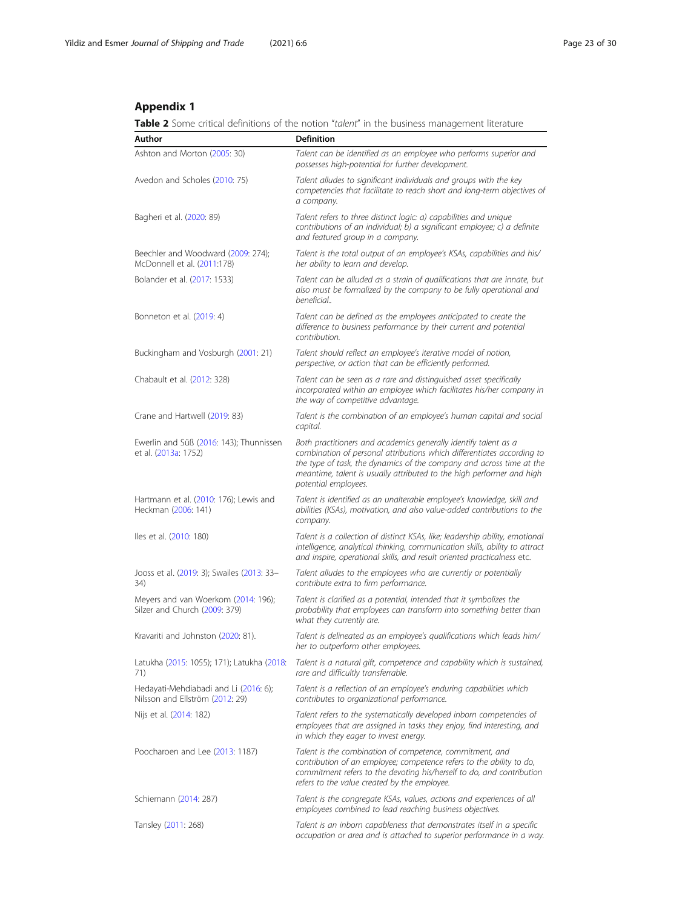## Appendix 1

**Table 2** Some critical definitions of the notion "*talent*" in the business management literature

| Author | Definition |
|---|---|
| Ashton and Morton (2005: 30) | *Talent can be identified as an employee who performs superior and possesses high-potential for further development.* |
| Avedon and Scholes (2010: 75) | *Talent alludes to significant individuals and groups with the key competencies that facilitate to reach short and long-term objectives of a company.* |
| Bagheri et al. (2020: 89) | *Talent refers to three distinct logic: a) capabilities and unique contributions of an individual; b) a significant employee; c) a definite and featured group in a company.* |
| Beechler and Woodward (2009: 274); McDonnell et al. (2011:178) | *Talent is the total output of an employee's KSAs, capabilities and his/her ability to learn and develop.* |
| Bolander et al. (2017: 1533) | *Talent can be alluded as a strain of qualifications that are innate, but also must be formalized by the company to be fully operational and beneficial..* |
| Bonneton et al. (2019: 4) | *Talent can be defined as the employees anticipated to create the difference to business performance by their current and potential contribution.* |
| Buckingham and Vosburgh (2001: 21) | *Talent should reflect an employee's iterative model of notion, perspective, or action that can be efficiently performed.* |
| Chabault et al. (2012: 328) | *Talent can be seen as a rare and distinguished asset specifically incorporated within an employee which facilitates his/her company in the way of competitive advantage.* |
| Crane and Hartwell (2019: 83) | *Talent is the combination of an employee's human capital and social capital.* |
| Ewerlin and Süß (2016: 143); Thunnissen et al. (2013a: 1752) | *Both practitioners and academics generally identify talent as a combination of personal attributions which differentiates according to the type of task, the dynamics of the company and across time at the meantime, talent is usually attributed to the high performer and high potential employees.* |
| Hartmann et al. (2010: 176); Lewis and Heckman (2006: 141) | *Talent is identified as an unalterable employee's knowledge, skill and abilities (KSAs), motivation, and also value-added contributions to the company.* |
| Iles et al. (2010: 180) | *Talent is a collection of distinct KSAs, like; leadership ability, emotional intelligence, analytical thinking, communication skills, ability to attract and inspire, operational skills, and result oriented practicalness etc.* |
| Jooss et al. (2019: 3); Swailes (2013: 33–34) | *Talent alludes to the employees who are currently or potentially contribute extra to firm performance.* |
| Meyers and van Woerkom (2014: 196); Silzer and Church (2009: 379) | *Talent is clarified as a potential, intended that it symbolizes the probability that employees can transform into something better than what they currently are.* |
| Kravariti and Johnston (2020: 81). | *Talent is delineated as an employee's qualifications which leads him/her to outperform other employees.* |
| Latukha (2015: 1055); 171); Latukha (2018: 71) | *Talent is a natural gift, competence and capability which is sustained, rare and difficultly transferrable.* |
| Hedayati-Mehdiabadi and Li (2016: 6); Nilsson and Ellström (2012: 29) | *Talent is a reflection of an employee's enduring capabilities which contributes to organizational performance.* |
| Nijs et al. (2014: 182) | *Talent refers to the systematically developed inborn competencies of employees that are assigned in tasks they enjoy, find interesting, and in which they eager to invest energy.* |
| Poocharoen and Lee (2013: 1187) | *Talent is the combination of competence, commitment, and contribution of an employee; competence refers to the ability to do, commitment refers to the devoting his/herself to do, and contribution refers to the value created by the employee.* |
| Schiemann (2014: 287) | *Talent is the congregate KSAs, values, actions and experiences of all employees combined to lead reaching business objectives.* |
| Tansley (2011: 268) | *Talent is an inborn capableness that demonstrates itself in a specific occupation or area and is attached to superior performance in a way.* |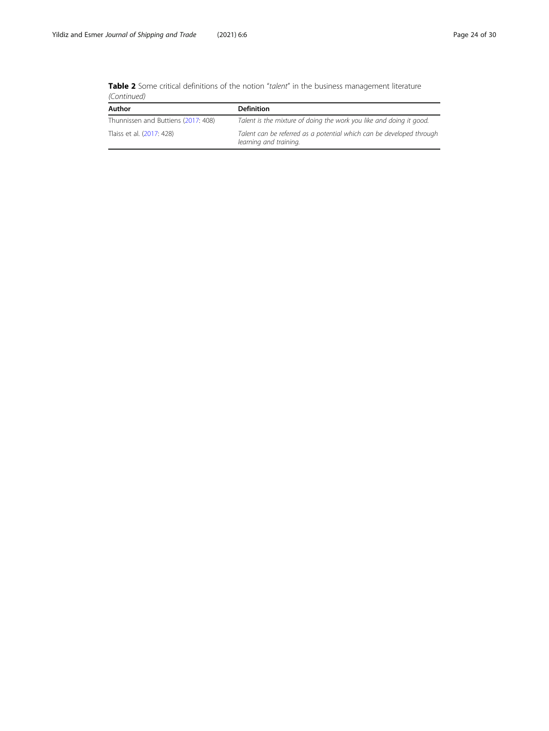**Table 2** Some critical definitions of the notion "*talent*" in the business management literature *(Continued)*

| Author | Definition |
|---|---|
| Thunnissen and Buttiens (2017: 408) | *Talent is the mixture of doing the work you like and doing it good.* |
| Tlaiss et al. (2017: 428) | *Talent can be referred as a potential which can be developed through learning and training.* |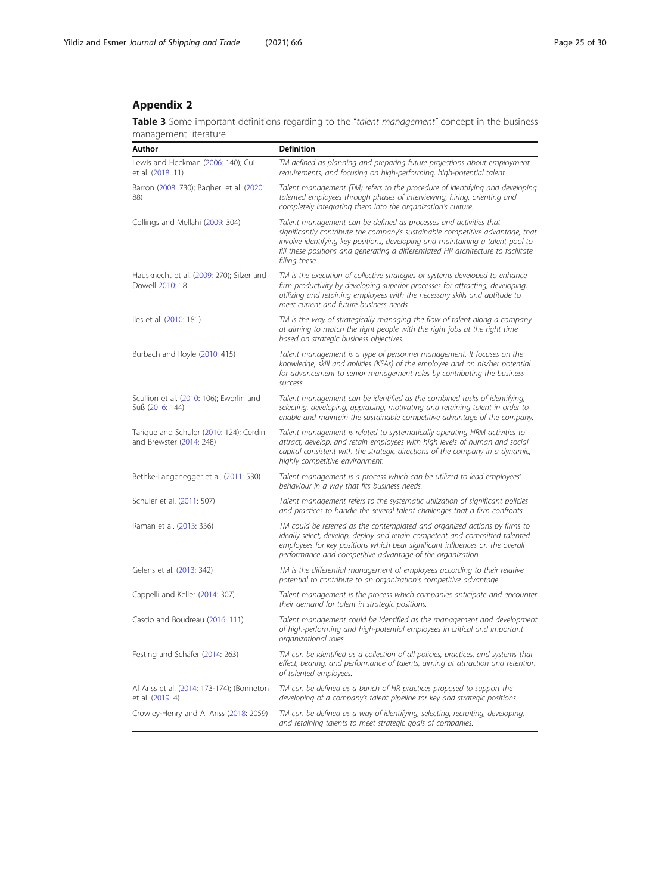## Appendix 2

**Table 3** Some important definitions regarding to the "*talent management*" concept in the business management literature

| Author | Definition |
|---|---|
| Lewis and Heckman (2006: 140); Cui et al. (2018: 11) | *TM defined as planning and preparing future projections about employment requirements, and focusing on high-performing, high-potential talent.* |
| Barron (2008: 730); Bagheri et al. (2020: 88) | *Talent management (TM) refers to the procedure of identifying and developing talented employees through phases of interviewing, hiring, orienting and completely integrating them into the organization's culture.* |
| Collings and Mellahi (2009: 304) | *Talent management can be defined as processes and activities that significantly contribute the company's sustainable competitive advantage, that involve identifying key positions, developing and maintaining a talent pool to fill these positions and generating a differentiated HR architecture to facilitate filling these.* |
| Hausknecht et al. (2009: 270); Silzer and Dowell 2010: 18 | *TM is the execution of collective strategies or systems developed to enhance firm productivity by developing superior processes for attracting, developing, utilizing and retaining employees with the necessary skills and aptitude to meet current and future business needs.* |
| Iles et al. (2010: 181) | *TM is the way of strategically managing the flow of talent along a company at aiming to match the right people with the right jobs at the right time based on strategic business objectives.* |
| Burbach and Royle (2010: 415) | *Talent management is a type of personnel management. It focuses on the knowledge, skill and abilities (KSAs) of the employee and on his/her potential for advancement to senior management roles by contributing the business success.* |
| Scullion et al. (2010: 106); Ewerlin and Süß (2016: 144) | *Talent management can be identified as the combined tasks of identifying, selecting, developing, appraising, motivating and retaining talent in order to enable and maintain the sustainable competitive advantage of the company.* |
| Tarique and Schuler (2010: 124); Cerdin and Brewster (2014: 248) | *Talent management is related to systematically operating HRM activities to attract, develop, and retain employees with high levels of human and social capital consistent with the strategic directions of the company in a dynamic, highly competitive environment.* |
| Bethke-Langenegger et al. (2011: 530) | *Talent management is a process which can be utilized to lead employees' behaviour in a way that fits business needs.* |
| Schuler et al. (2011: 507) | *Talent management refers to the systematic utilization of significant policies and practices to handle the several talent challenges that a firm confronts.* |
| Raman et al. (2013: 336) | *TM could be referred as the contemplated and organized actions by firms to ideally select, develop, deploy and retain competent and committed talented employees for key positions which bear significant influences on the overall performance and competitive advantage of the organization.* |
| Gelens et al. (2013: 342) | *TM is the differential management of employees according to their relative potential to contribute to an organization's competitive advantage.* |
| Cappelli and Keller (2014: 307) | *Talent management is the process which companies anticipate and encounter their demand for talent in strategic positions.* |
| Cascio and Boudreau (2016: 111) | *Talent management could be identified as the management and development of high-performing and high-potential employees in critical and important organizational roles.* |
| Festing and Schäfer (2014: 263) | *TM can be identified as a collection of all policies, practices, and systems that effect, bearing, and performance of talents, aiming at attraction and retention of talented employees.* |
| Al Ariss et al. (2014: 173-174); (Bonneton et al. (2019: 4) | *TM can be defined as a bunch of HR practices proposed to support the developing of a company's talent pipeline for key and strategic positions.* |
| Crowley-Henry and Al Ariss (2018: 2059) | *TM can be defined as a way of identifying, selecting, recruiting, developing, and retaining talents to meet strategic goals of companies.* |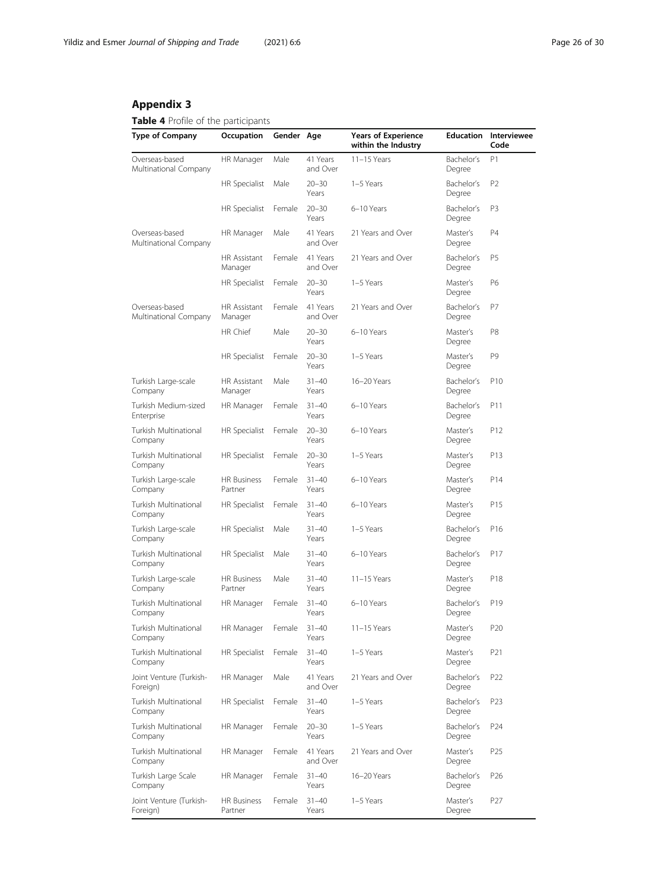## Appendix 3

**Table 4** Profile of the participants

| Type of Company | Occupation | Gender | Age | Years of Experience within the Industry | Education | Interviewee Code |
|---|---|---|---|---|---|---|
| Overseas-based Multinational Company | HR Manager | Male | 41 Years and Over | 11–15 Years | Bachelor's Degree | P1 |
| | HR Specialist | Male | 20–30 Years | 1–5 Years | Bachelor's Degree | P2 |
| | HR Specialist | Female | 20–30 Years | 6–10 Years | Bachelor's Degree | P3 |
| Overseas-based Multinational Company | HR Manager | Male | 41 Years and Over | 21 Years and Over | Master's Degree | P4 |
| | HR Assistant Manager | Female | 41 Years and Over | 21 Years and Over | Bachelor's Degree | P5 |
| | HR Specialist | Female | 20–30 Years | 1–5 Years | Master's Degree | P6 |
| Overseas-based Multinational Company | HR Assistant Manager | Female | 41 Years and Over | 21 Years and Over | Bachelor's Degree | P7 |
| | HR Chief | Male | 20–30 Years | 6–10 Years | Master's Degree | P8 |
| | HR Specialist | Female | 20–30 Years | 1–5 Years | Master's Degree | P9 |
| Turkish Large-scale Company | HR Assistant Manager | Male | 31–40 Years | 16–20 Years | Bachelor's Degree | P10 |
| Turkish Medium-sized Enterprise | HR Manager | Female | 31–40 Years | 6–10 Years | Bachelor's Degree | P11 |
| Turkish Multinational Company | HR Specialist | Female | 20–30 Years | 6–10 Years | Master's Degree | P12 |
| Turkish Multinational Company | HR Specialist | Female | 20–30 Years | 1–5 Years | Master's Degree | P13 |
| Turkish Large-scale Company | HR Business Partner | Female | 31–40 Years | 6–10 Years | Master's Degree | P14 |
| Turkish Multinational Company | HR Specialist | Female | 31–40 Years | 6–10 Years | Master's Degree | P15 |
| Turkish Large-scale Company | HR Specialist | Male | 31–40 Years | 1–5 Years | Bachelor's Degree | P16 |
| Turkish Multinational Company | HR Specialist | Male | 31–40 Years | 6–10 Years | Bachelor's Degree | P17 |
| Turkish Large-scale Company | HR Business Partner | Male | 31–40 Years | 11–15 Years | Master's Degree | P18 |
| Turkish Multinational Company | HR Manager | Female | 31–40 Years | 6–10 Years | Bachelor's Degree | P19 |
| Turkish Multinational Company | HR Manager | Female | 31–40 Years | 11–15 Years | Master's Degree | P20 |
| Turkish Multinational Company | HR Specialist | Female | 31–40 Years | 1–5 Years | Master's Degree | P21 |
| Joint Venture (Turkish-Foreign) | HR Manager | Male | 41 Years and Over | 21 Years and Over | Bachelor's Degree | P22 |
| Turkish Multinational Company | HR Specialist | Female | 31–40 Years | 1–5 Years | Bachelor's Degree | P23 |
| Turkish Multinational Company | HR Manager | Female | 20–30 Years | 1–5 Years | Bachelor's Degree | P24 |
| Turkish Multinational Company | HR Manager | Female | 41 Years and Over | 21 Years and Over | Master's Degree | P25 |
| Turkish Large Scale Company | HR Manager | Female | 31–40 Years | 16–20 Years | Bachelor's Degree | P26 |
| Joint Venture (Turkish-Foreign) | HR Business Partner | Female | 31–40 Years | 1–5 Years | Master's Degree | P27 |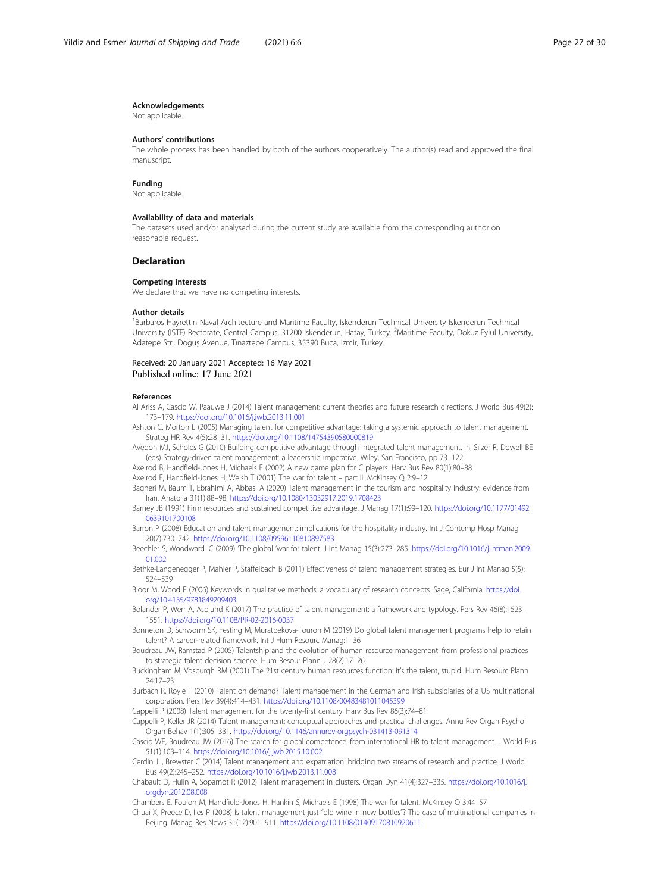### Acknowledgements

Not applicable.

### Authors' contributions

The whole process has been handled by both of the authors cooperatively. The author(s) read and approved the final manuscript.

### Funding

Not applicable.

### Availability of data and materials

The datasets used and/or analysed during the current study are available from the corresponding author on reasonable request.

## Declaration

### Competing interests

We declare that we have no competing interests.

### Author details

[1]Barbaros Hayrettin Naval Architecture and Maritime Faculty, Iskenderun Technical University Iskenderun Technical University (ISTE) Rectorate, Central Campus, 31200 Iskenderun, Hatay, Turkey. [2]Maritime Faculty, Dokuz Eylul University, Adatepe Str., Doguş Avenue, Tınaztepe Campus, 35390 Buca, Izmir, Turkey.

Received: 20 January 2021 Accepted: 16 May 2021
Published online: 17 June 2021

### References

Al Ariss A, Cascio W, Paauwe J (2014) Talent management: current theories and future research directions. J World Bus 49(2): 173–179. https://doi.org/10.1016/j.jwb.2013.11.001

Ashton C, Morton L (2005) Managing talent for competitive advantage: taking a systemic approach to talent management. Strateg HR Rev 4(5):28–31. https://doi.org/10.1108/14754390580000819

Avedon MJ, Scholes G (2010) Building competitive advantage through integrated talent management. In: Silzer R, Dowell BE (eds) Strategy-driven talent management: a leadership imperative. Wiley, San Francisco, pp 73–122

Axelrod B, Handfield-Jones H, Michaels E (2002) A new game plan for C players. Harv Bus Rev 80(1):80–88

Axelrod E, Handfield-Jones H, Welsh T (2001) The war for talent – part II. McKinsey Q 2:9–12

Bagheri M, Baum T, Ebrahimi A, Abbasi A (2020) Talent management in the tourism and hospitality industry: evidence from Iran. Anatolia 31(1):88–98. https://doi.org/10.1080/13032917.2019.1708423

Barney JB (1991) Firm resources and sustained competitive advantage. J Manag 17(1):99–120. https://doi.org/10.1177/014920639101700108

Barron P (2008) Education and talent management: implications for the hospitality industry. Int J Contemp Hosp Manag 20(7):730–742. https://doi.org/10.1108/09596110810897583

Beechler S, Woodward IC (2009) 'The global 'war for talent. J Int Manag 15(3):273–285. https://doi.org/10.1016/j.intman.2009.01.002

Bethke-Langenegger P, Mahler P, Staffelbach B (2011) Effectiveness of talent management strategies. Eur J Int Manag 5(5): 524–539

Bloor M, Wood F (2006) Keywords in qualitative methods: a vocabulary of research concepts. Sage, California. https://doi.org/10.4135/9781849209403

Bolander P, Werr A, Asplund K (2017) The practice of talent management: a framework and typology. Pers Rev 46(8):1523–1551. https://doi.org/10.1108/PR-02-2016-0037

Bonneton D, Schworm SK, Festing M, Muratbekova-Touron M (2019) Do global talent management programs help to retain talent? A career-related framework. Int J Hum Resourc Manag:1–36

Boudreau JW, Ramstad P (2005) Talentship and the evolution of human resource management: from professional practices to strategic talent decision science. Hum Resour Plann J 28(2):17–26

Buckingham M, Vosburgh RM (2001) The 21st century human resources function: it's the talent, stupid! Hum Resourc Plann 24:17–23

Burbach R, Royle T (2010) Talent on demand? Talent management in the German and Irish subsidiaries of a US multinational corporation. Pers Rev 39(4):414–431. https://doi.org/10.1108/00483481011045399

Cappelli P (2008) Talent management for the twenty-first century. Harv Bus Rev 86(3):74–81

Cappelli P, Keller JR (2014) Talent management: conceptual approaches and practical challenges. Annu Rev Organ Psychol Organ Behav 1(1):305–331. https://doi.org/10.1146/annurev-orgpsych-031413-091314

Cascio WF, Boudreau JW (2016) The search for global competence: from international HR to talent management. J World Bus 51(1):103–114. https://doi.org/10.1016/j.jwb.2015.10.002

Cerdin JL, Brewster C (2014) Talent management and expatriation: bridging two streams of research and practice. J World Bus 49(2):245–252. https://doi.org/10.1016/j.jwb.2013.11.008

Chabault D, Hulin A, Soparnot R (2012) Talent management in clusters. Organ Dyn 41(4):327–335. https://doi.org/10.1016/j.orgdyn.2012.08.008

Chambers E, Foulon M, Handfield-Jones H, Hankin S, Michaels E (1998) The war for talent. McKinsey Q 3:44–57

Chuai X, Preece D, Iles P (2008) Is talent management just "old wine in new bottles"? The case of multinational companies in Beijing. Manag Res News 31(12):901–911. https://doi.org/10.1108/01409170810920611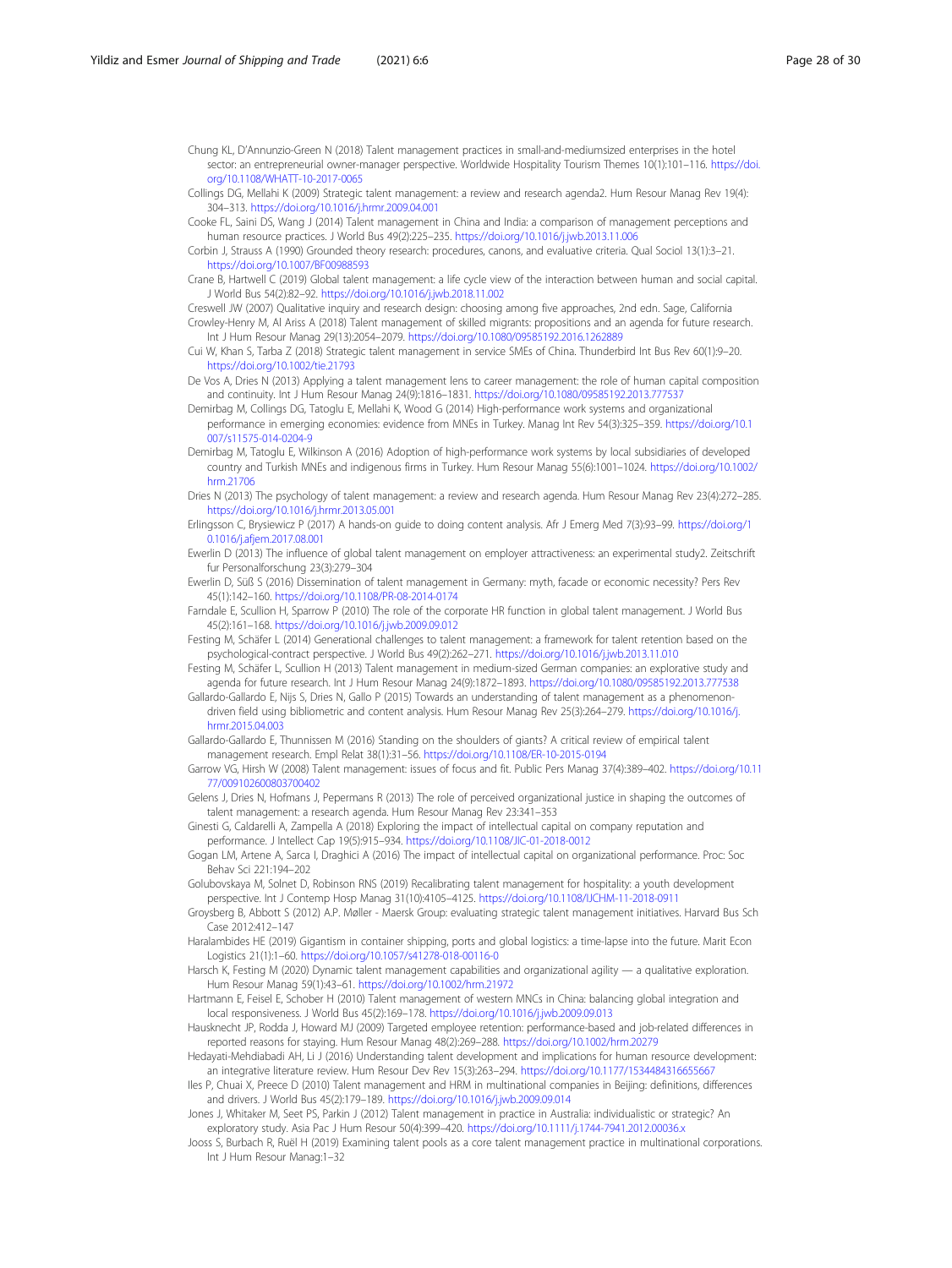Chung KL, D'Annunzio-Green N (2018) Talent management practices in small-and-mediumsized enterprises in the hotel sector: an entrepreneurial owner-manager perspective. Worldwide Hospitality Tourism Themes 10(1):101–116. https://doi.org/10.1108/WHATT-10-2017-0065

Collings DG, Mellahi K (2009) Strategic talent management: a review and research agenda2. Hum Resour Manag Rev 19(4): 304–313. https://doi.org/10.1016/j.hrmr.2009.04.001

Cooke FL, Saini DS, Wang J (2014) Talent management in China and India: a comparison of management perceptions and human resource practices. J World Bus 49(2):225–235. https://doi.org/10.1016/j.jwb.2013.11.006

Corbin J, Strauss A (1990) Grounded theory research: procedures, canons, and evaluative criteria. Qual Sociol 13(1):3–21. https://doi.org/10.1007/BF00988593

Crane B, Hartwell C (2019) Global talent management: a life cycle view of the interaction between human and social capital. J World Bus 54(2):82–92. https://doi.org/10.1016/j.jwb.2018.11.002

Creswell JW (2007) Qualitative inquiry and research design: choosing among five approaches, 2nd edn. Sage, California

Crowley-Henry M, Al Ariss A (2018) Talent management of skilled migrants: propositions and an agenda for future research. Int J Hum Resour Manag 29(13):2054–2079. https://doi.org/10.1080/09585192.2016.1262889

Cui W, Khan S, Tarba Z (2018) Strategic talent management in service SMEs of China. Thunderbird Int Bus Rev 60(1):9–20. https://doi.org/10.1002/tie.21793

De Vos A, Dries N (2013) Applying a talent management lens to career management: the role of human capital composition and continuity. Int J Hum Resour Manag 24(9):1816–1831. https://doi.org/10.1080/09585192.2013.777537

Demirbag M, Collings DG, Tatoglu E, Mellahi K, Wood G (2014) High-performance work systems and organizational performance in emerging economies: evidence from MNEs in Turkey. Manag Int Rev 54(3):325–359. https://doi.org/10.1007/s11575-014-0204-9

Demirbag M, Tatoglu E, Wilkinson A (2016) Adoption of high-performance work systems by local subsidiaries of developed country and Turkish MNEs and indigenous firms in Turkey. Hum Resour Manag 55(6):1001–1024. https://doi.org/10.1002/hrm.21706

Dries N (2013) The psychology of talent management: a review and research agenda. Hum Resour Manag Rev 23(4):272–285. https://doi.org/10.1016/j.hrmr.2013.05.001

Erlingsson C, Brysiewicz P (2017) A hands-on guide to doing content analysis. Afr J Emerg Med 7(3):93–99. https://doi.org/10.1016/j.afjem.2017.08.001

Ewerlin D (2013) The influence of global talent management on employer attractiveness: an experimental study2. Zeitschrift fur Personalforschung 23(3):279–304

Ewerlin D, Süß S (2016) Dissemination of talent management in Germany: myth, facade or economic necessity? Pers Rev 45(1):142–160. https://doi.org/10.1108/PR-08-2014-0174

Farndale E, Scullion H, Sparrow P (2010) The role of the corporate HR function in global talent management. J World Bus 45(2):161–168. https://doi.org/10.1016/j.jwb.2009.09.012

Festing M, Schäfer L (2014) Generational challenges to talent management: a framework for talent retention based on the psychological-contract perspective. J World Bus 49(2):262–271. https://doi.org/10.1016/j.jwb.2013.11.010

Festing M, Schäfer L, Scullion H (2013) Talent management in medium-sized German companies: an explorative study and agenda for future research. Int J Hum Resour Manag 24(9):1872–1893. https://doi.org/10.1080/09585192.2013.777538

Gallardo-Gallardo E, Nijs S, Dries N, Gallo P (2015) Towards an understanding of talent management as a phenomenon-driven field using bibliometric and content analysis. Hum Resour Manag Rev 25(3):264–279. https://doi.org/10.1016/j.hrmr.2015.04.003

Gallardo-Gallardo E, Thunnissen M (2016) Standing on the shoulders of giants? A critical review of empirical talent management research. Empl Relat 38(1):31–56. https://doi.org/10.1108/ER-10-2015-0194

Garrow VG, Hirsh W (2008) Talent management: issues of focus and fit. Public Pers Manag 37(4):389–402. https://doi.org/10.1177/009102600803700402

Gelens J, Dries N, Hofmans J, Pepermans R (2013) The role of perceived organizational justice in shaping the outcomes of talent management: a research agenda. Hum Resour Manag Rev 23:341–353

Ginesti G, Caldarelli A, Zampella A (2018) Exploring the impact of intellectual capital on company reputation and performance. J Intellect Cap 19(5):915–934. https://doi.org/10.1108/JIC-01-2018-0012

Gogan LM, Artene A, Sarca I, Draghici A (2016) The impact of intellectual capital on organizational performance. Proc: Soc Behav Sci 221:194–202

Golubovskaya M, Solnet D, Robinson RNS (2019) Recalibrating talent management for hospitality: a youth development perspective. Int J Contemp Hosp Manag 31(10):4105–4125. https://doi.org/10.1108/IJCHM-11-2018-0911

Groysberg B, Abbott S (2012) A.P. Møller - Maersk Group: evaluating strategic talent management initiatives. Harvard Bus Sch Case 2012:412–147

Haralambides HE (2019) Gigantism in container shipping, ports and global logistics: a time-lapse into the future. Marit Econ Logistics 21(1):1–60. https://doi.org/10.1057/s41278-018-00116-0

Harsch K, Festing M (2020) Dynamic talent management capabilities and organizational agility — a qualitative exploration. Hum Resour Manag 59(1):43–61. https://doi.org/10.1002/hrm.21972

Hartmann E, Feisel E, Schober H (2010) Talent management of western MNCs in China: balancing global integration and local responsiveness. J World Bus 45(2):169–178. https://doi.org/10.1016/j.jwb.2009.09.013

Hausknecht JP, Rodda J, Howard MJ (2009) Targeted employee retention: performance-based and job-related differences in reported reasons for staying. Hum Resour Manag 48(2):269–288. https://doi.org/10.1002/hrm.20279

Hedayati-Mehdiabadi AH, Li J (2016) Understanding talent development and implications for human resource development: an integrative literature review. Hum Resour Dev Rev 15(3):263–294. https://doi.org/10.1177/1534484316655667

Iles P, Chuai X, Preece D (2010) Talent management and HRM in multinational companies in Beijing: definitions, differences and drivers. J World Bus 45(2):179–189. https://doi.org/10.1016/j.jwb.2009.09.014

Jones J, Whitaker M, Seet PS, Parkin J (2012) Talent management in practice in Australia: individualistic or strategic? An exploratory study. Asia Pac J Hum Resour 50(4):399–420. https://doi.org/10.1111/j.1744-7941.2012.00036.x

Jooss S, Burbach R, Ruël H (2019) Examining talent pools as a core talent management practice in multinational corporations. Int J Hum Resour Manag:1–32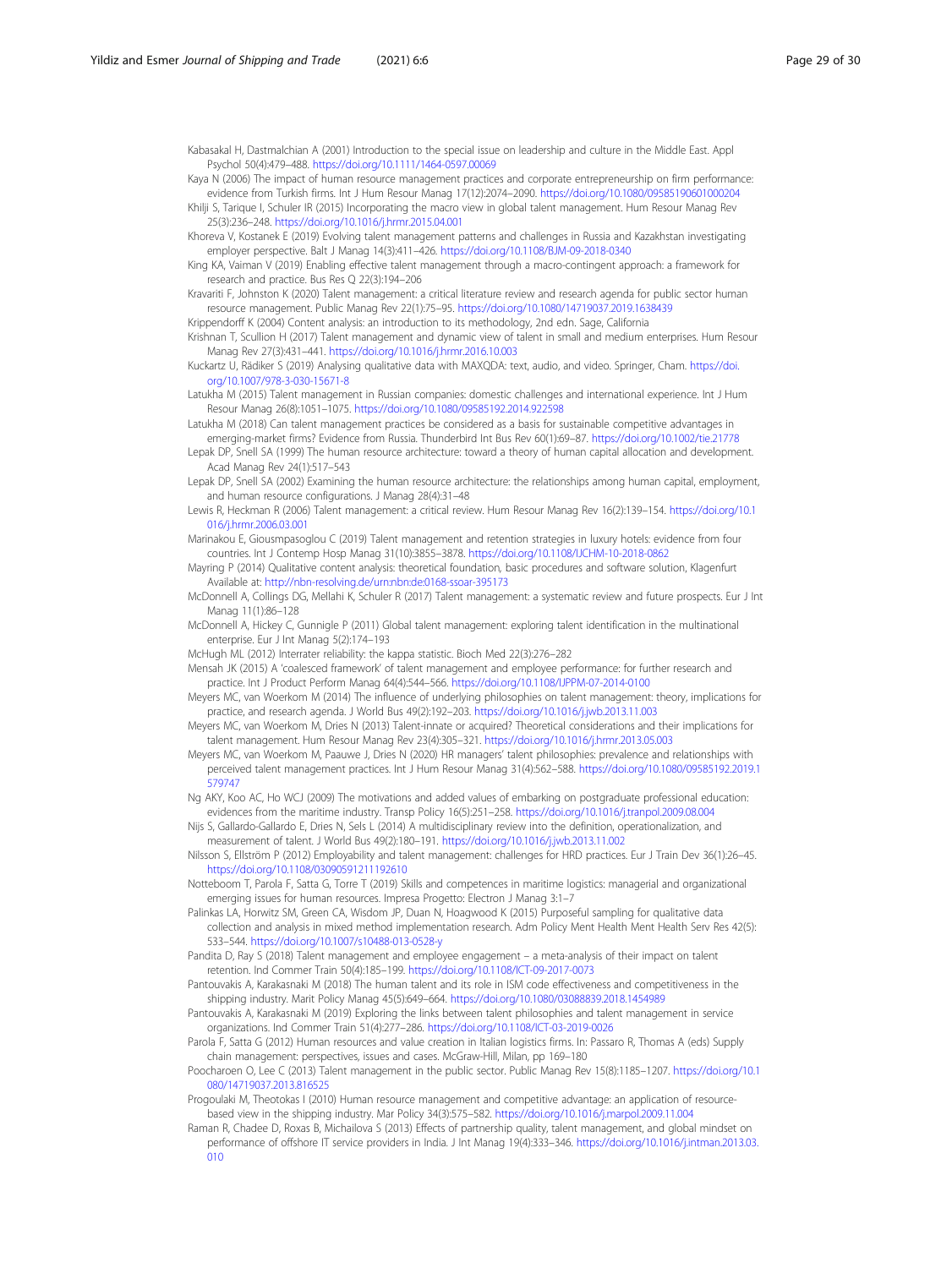Kabasakal H, Dastmalchian A (2001) Introduction to the special issue on leadership and culture in the Middle East. Appl Psychol 50(4):479–488. https://doi.org/10.1111/1464-0597.00069

Kaya N (2006) The impact of human resource management practices and corporate entrepreneurship on firm performance: evidence from Turkish firms. Int J Hum Resour Manag 17(12):2074–2090. https://doi.org/10.1080/09585190601000204

Khilji S, Tarique I, Schuler IR (2015) Incorporating the macro view in global talent management. Hum Resour Manag Rev 25(3):236–248. https://doi.org/10.1016/j.hrmr.2015.04.001

Khoreva V, Kostanek E (2019) Evolving talent management patterns and challenges in Russia and Kazakhstan investigating employer perspective. Balt J Manag 14(3):411–426. https://doi.org/10.1108/BJM-09-2018-0340

King KA, Vaiman V (2019) Enabling effective talent management through a macro-contingent approach: a framework for research and practice. Bus Res Q 22(3):194–206

Kravariti F, Johnston K (2020) Talent management: a critical literature review and research agenda for public sector human resource management. Public Manag Rev 22(1):75–95. https://doi.org/10.1080/14719037.2019.1638439

Krippendorff K (2004) Content analysis: an introduction to its methodology, 2nd edn. Sage, California

Krishnan T, Scullion H (2017) Talent management and dynamic view of talent in small and medium enterprises. Hum Resour Manag Rev 27(3):431–441. https://doi.org/10.1016/j.hrmr.2016.10.003

Kuckartz U, Rädiker S (2019) Analysing qualitative data with MAXQDA: text, audio, and video. Springer, Cham. https://doi.org/10.1007/978-3-030-15671-8

Latukha M (2015) Talent management in Russian companies: domestic challenges and international experience. Int J Hum Resour Manag 26(8):1051–1075. https://doi.org/10.1080/09585192.2014.922598

Latukha M (2018) Can talent management practices be considered as a basis for sustainable competitive advantages in emerging-market firms? Evidence from Russia. Thunderbird Int Bus Rev 60(1):69–87. https://doi.org/10.1002/tie.21778

Lepak DP, Snell SA (1999) The human resource architecture: toward a theory of human capital allocation and development. Acad Manag Rev 24(1):517–543

Lepak DP, Snell SA (2002) Examining the human resource architecture: the relationships among human capital, employment, and human resource configurations. J Manag 28(4):31–48

Lewis R, Heckman R (2006) Talent management: a critical review. Hum Resour Manag Rev 16(2):139–154. https://doi.org/10.1016/j.hrmr.2006.03.001

Marinakou E, Giousmpasoglou C (2019) Talent management and retention strategies in luxury hotels: evidence from four countries. Int J Contemp Hosp Manag 31(10):3855–3878. https://doi.org/10.1108/IJCHM-10-2018-0862

Mayring P (2014) Qualitative content analysis: theoretical foundation, basic procedures and software solution, Klagenfurt Available at: http://nbn-resolving.de/urn:nbn:de:0168-ssoar-395173

McDonnell A, Collings DG, Mellahi K, Schuler R (2017) Talent management: a systematic review and future prospects. Eur J Int Manag 11(1):86–128

McDonnell A, Hickey C, Gunnigle P (2011) Global talent management: exploring talent identification in the multinational enterprise. Eur J Int Manag 5(2):174–193

McHugh ML (2012) Interrater reliability: the kappa statistic. Bioch Med 22(3):276–282

Mensah JK (2015) A 'coalesced framework' of talent management and employee performance: for further research and practice. Int J Product Perform Manag 64(4):544–566. https://doi.org/10.1108/IJPPM-07-2014-0100

Meyers MC, van Woerkom M (2014) The influence of underlying philosophies on talent management: theory, implications for practice, and research agenda. J World Bus 49(2):192–203. https://doi.org/10.1016/j.jwb.2013.11.003

Meyers MC, van Woerkom M, Dries N (2013) Talent-innate or acquired? Theoretical considerations and their implications for talent management. Hum Resour Manag Rev 23(4):305–321. https://doi.org/10.1016/j.hrmr.2013.05.003

Meyers MC, van Woerkom M, Paauwe J, Dries N (2020) HR managers' talent philosophies: prevalence and relationships with perceived talent management practices. Int J Hum Resour Manag 31(4):562–588. https://doi.org/10.1080/09585192.2019.1579747

Ng AKY, Koo AC, Ho WCJ (2009) The motivations and added values of embarking on postgraduate professional education: evidences from the maritime industry. Transp Policy 16(5):251–258. https://doi.org/10.1016/j.tranpol.2009.08.004

Nijs S, Gallardo-Gallardo E, Dries N, Sels L (2014) A multidisciplinary review into the definition, operationalization, and measurement of talent. J World Bus 49(2):180–191. https://doi.org/10.1016/j.jwb.2013.11.002

Nilsson S, Ellström P (2012) Employability and talent management: challenges for HRD practices. Eur J Train Dev 36(1):26–45. https://doi.org/10.1108/03090591211192610

Notteboom T, Parola F, Satta G, Torre T (2019) Skills and competences in maritime logistics: managerial and organizational emerging issues for human resources. Impresa Progetto: Electron J Manag 3:1–7

Palinkas LA, Horwitz SM, Green CA, Wisdom JP, Duan N, Hoagwood K (2015) Purposeful sampling for qualitative data collection and analysis in mixed method implementation research. Adm Policy Ment Health Ment Health Serv Res 42(5): 533–544. https://doi.org/10.1007/s10488-013-0528-y

Pandita D, Ray S (2018) Talent management and employee engagement – a meta-analysis of their impact on talent retention. Ind Commer Train 50(4):185–199. https://doi.org/10.1108/ICT-09-2017-0073

Pantouvakis A, Karakasnaki M (2018) The human talent and its role in ISM code effectiveness and competitiveness in the shipping industry. Marit Policy Manag 45(5):649–664. https://doi.org/10.1080/03088839.2018.1454989

Pantouvakis A, Karakasnaki M (2019) Exploring the links between talent philosophies and talent management in service organizations. Ind Commer Train 51(4):277–286. https://doi.org/10.1108/ICT-03-2019-0026

Parola F, Satta G (2012) Human resources and value creation in Italian logistics firms. In: Passaro R, Thomas A (eds) Supply chain management: perspectives, issues and cases. McGraw-Hill, Milan, pp 169–180

Poocharoen O, Lee C (2013) Talent management in the public sector. Public Manag Rev 15(8):1185–1207. https://doi.org/10.1080/14719037.2013.816525

Progoulaki M, Theotokas I (2010) Human resource management and competitive advantage: an application of resource-based view in the shipping industry. Mar Policy 34(3):575–582. https://doi.org/10.1016/j.marpol.2009.11.004

Raman R, Chadee D, Roxas B, Michailova S (2013) Effects of partnership quality, talent management, and global mindset on performance of offshore IT service providers in India. J Int Manag 19(4):333–346. https://doi.org/10.1016/j.intman.2013.03.010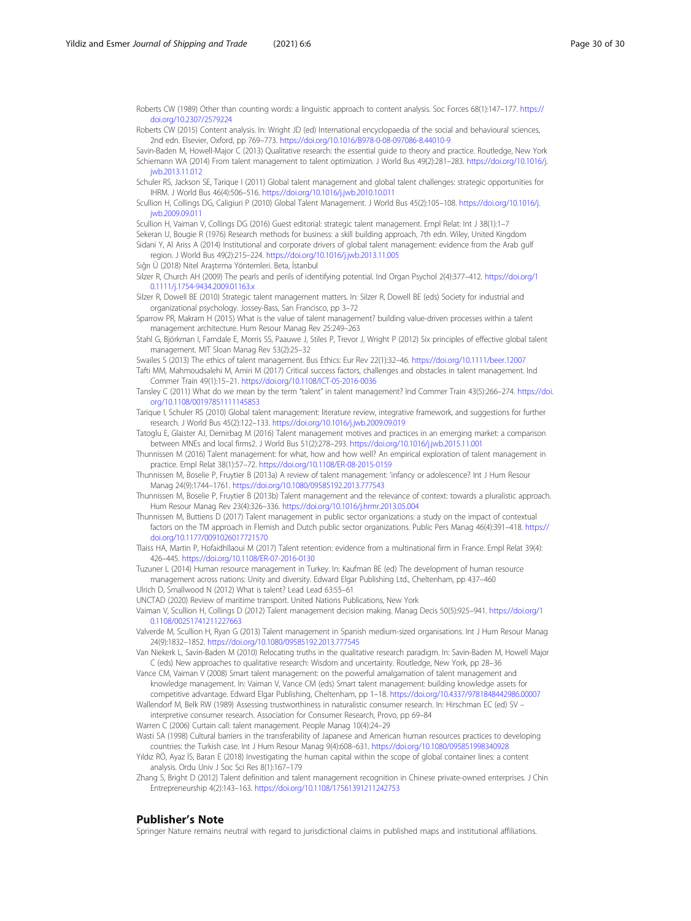Roberts CW (1989) Other than counting words: a linguistic approach to content analysis. Soc Forces 68(1):147–177. https://doi.org/10.2307/2579224

Roberts CW (2015) Content analysis. In: Wright JD (ed) International encyclopaedia of the social and behavioural sciences, 2nd edn. Elsevier, Oxford, pp 769–773. https://doi.org/10.1016/B978-0-08-097086-8.44010-9

Savin-Baden M, Howell-Major C (2013) Qualitative research: the essential guide to theory and practice. Routledge, New York

Schiemann WA (2014) From talent management to talent optimization. J World Bus 49(2):281–283. https://doi.org/10.1016/j.jwb.2013.11.012

Schuler RS, Jackson SE, Tarique I (2011) Global talent management and global talent challenges: strategic opportunities for IHRM. J World Bus 46(4):506–516. https://doi.org/10.1016/j.jwb.2010.10.011

Scullion H, Collings DG, Caligiuri P (2010) Global Talent Management. J World Bus 45(2):105–108. https://doi.org/10.1016/j.jwb.2009.09.011

Scullion H, Vaiman V, Collings DG (2016) Guest editorial: strategic talent management. Empl Relat: Int J 38(1):1–7

Sekeran U, Bougie R (1976) Research methods for business: a skill building approach, 7th edn. Wiley, United Kingdom

Sidani Y, Al Ariss A (2014) Institutional and corporate drivers of global talent management: evidence from the Arab gulf region. J World Bus 49(2):215–224. https://doi.org/10.1016/j.jwb.2013.11.005

Sığrı Ü (2018) Nitel Araştırma Yöntemleri. Beta, İstanbul

Silzer R, Church AH (2009) The pearls and perils of identifying potential. Ind Organ Psychol 2(4):377–412. https://doi.org/10.1111/j.1754-9434.2009.01163.x

Silzer R, Dowell BE (2010) Strategic talent management matters. In: Silzer R, Dowell BE (eds) Society for industrial and organizational psychology. Jossey-Bass, San Francisco, pp 3–72

Sparrow PR, Makram H (2015) What is the value of talent management? building value-driven processes within a talent management architecture. Hum Resour Manag Rev 25:249–263

Stahl G, Björkman I, Farndale E, Morris SS, Paauwe J, Stiles P, Trevor J, Wright P (2012) Six principles of effective global talent management. MIT Sloan Manag Rev 53(2):25–32

Swailes S (2013) The ethics of talent management. Bus Ethics: Eur Rev 22(1):32–46. https://doi.org/10.1111/beer.12007

Tafti MM, Mahmoudsalehi M, Amiri M (2017) Critical success factors, challenges and obstacles in talent management. Ind Commer Train 49(1):15–21. https://doi.org/10.1108/ICT-05-2016-0036

Tansley C (2011) What do we mean by the term "talent" in talent management? Ind Commer Train 43(5):266–274. https://doi.org/10.1108/00197851111145853

Tarique I, Schuler RS (2010) Global talent management: literature review, integrative framework, and suggestions for further research. J World Bus 45(2):122–133. https://doi.org/10.1016/j.jwb.2009.09.019

Tatoglu E, Glaister AJ, Demirbag M (2016) Talent management motives and practices in an emerging market: a comparison between MNEs and local firms2. J World Bus 51(2):278–293. https://doi.org/10.1016/j.jwb.2015.11.001

Thunnissen M (2016) Talent management: for what, how and how well? An empirical exploration of talent management in practice. Empl Relat 38(1):57–72. https://doi.org/10.1108/ER-08-2015-0159

Thunnissen M, Boselie P, Fruytier B (2013a) A review of talent management: 'infancy or adolescence? Int J Hum Resour Manag 24(9):1744–1761. https://doi.org/10.1080/09585192.2013.777543

Thunnissen M, Boselie P, Fruytier B (2013b) Talent management and the relevance of context: towards a pluralistic approach. Hum Resour Manag Rev 23(4):326–336. https://doi.org/10.1016/j.hrmr.2013.05.004

Thunnissen M, Buttiens D (2017) Talent management in public sector organizations: a study on the impact of contextual factors on the TM approach in Flemish and Dutch public sector organizations. Public Pers Manag 46(4):391–418. https://doi.org/10.1177/0091026017721570

Tlaiss HA, Martin P, Hofaidhllaoui M (2017) Talent retention: evidence from a multinational firm in France. Empl Relat 39(4):426–445. https://doi.org/10.1108/ER-07-2016-0130

Tuzuner L (2014) Human resource management in Turkey. In: Kaufman BE (ed) The development of human resource management across nations: Unity and diversity. Edward Elgar Publishing Ltd., Cheltenham, pp 437–460

Ulrich D, Smallwood N (2012) What is talent? Lead Lead 63:55–61

UNCTAD (2020) Review of maritime transport. United Nations Publications, New York

Vaiman V, Scullion H, Collings D (2012) Talent management decision making. Manag Decis 50(5):925–941. https://doi.org/10.1108/00251741211227663

Valverde M, Scullion H, Ryan G (2013) Talent management in Spanish medium-sized organisations. Int J Hum Resour Manag 24(9):1832–1852. https://doi.org/10.1080/09585192.2013.777545

Van Niekerk L, Savin-Baden M (2010) Relocating truths in the qualitative research paradigm. In: Savin-Baden M, Howell Major C (eds) New approaches to qualitative research: Wisdom and uncertainty. Routledge, New York, pp 28–36

Vance CM, Vaiman V (2008) Smart talent management: on the powerful amalgamation of talent management and knowledge management. In: Vaiman V, Vance CM (eds) Smart talent management: building knowledge assets for competitive advantage. Edward Elgar Publishing, Cheltenham, pp 1–18. https://doi.org/10.4337/9781848442986.00007

Wallendorf M, Belk RW (1989) Assessing trustworthiness in naturalistic consumer research. In: Hirschman EC (ed) SV – interpretive consumer research. Association for Consumer Research, Provo, pp 69–84

Warren C (2006) Curtain call: talent management. People Manag 10(4):24–29

Wasti SA (1998) Cultural barriers in the transferability of Japanese and American human resources practices to developing countries: the Turkish case. Int J Hum Resour Manag 9(4):608–631. https://doi.org/10.1080/095851998340928

Yıldız RÖ, Ayaz İS, Baran E (2018) Investigating the human capital within the scope of global container lines: a content analysis. Ordu Univ J Soc Sci Res 8(1):167–179

Zhang S, Bright D (2012) Talent definition and talent management recognition in Chinese private-owned enterprises. J Chin Entrepreneurship 4(2):143–163. https://doi.org/10.1108/17561391211242753

## Publisher's Note

Springer Nature remains neutral with regard to jurisdictional claims in published maps and institutional affiliations.